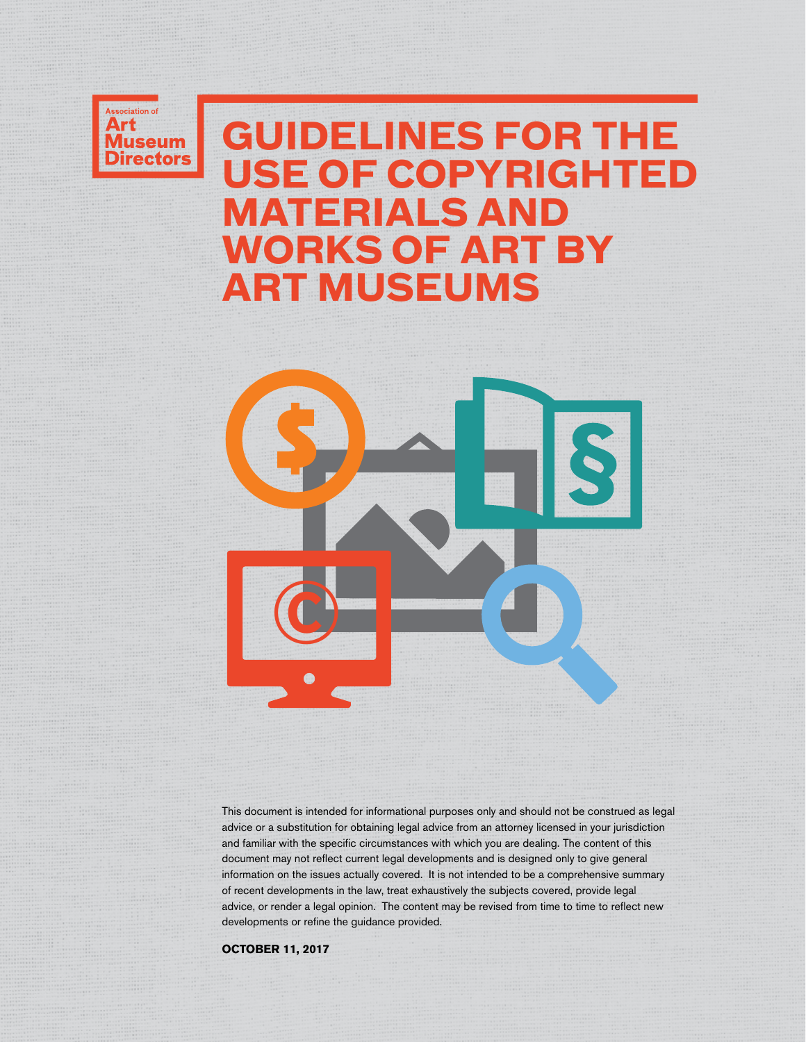Association of Art Museum Directors

# GUIDELINES FOR THE USE OF COPYRIGHTED MATERIALS AND WORKS OF ART BY ART MUSEUMS

This document is intended for informational purposes only and should not be construed as legal advice or a substitution for obtaining legal advice from an attorney licensed in your jurisdiction and familiar with the specific circumstances with which you are dealing. The content of this document may not reflect current legal developments and is designed only to give general information on the issues actually covered. It is not intended to be a comprehensive summary of recent developments in the law, treat exhaustively the subjects covered, provide legal advice, or render a legal opinion. The content may be revised from time to time to reflect new developments or refine the guidance provided.

**OCTOBER 11, 2017**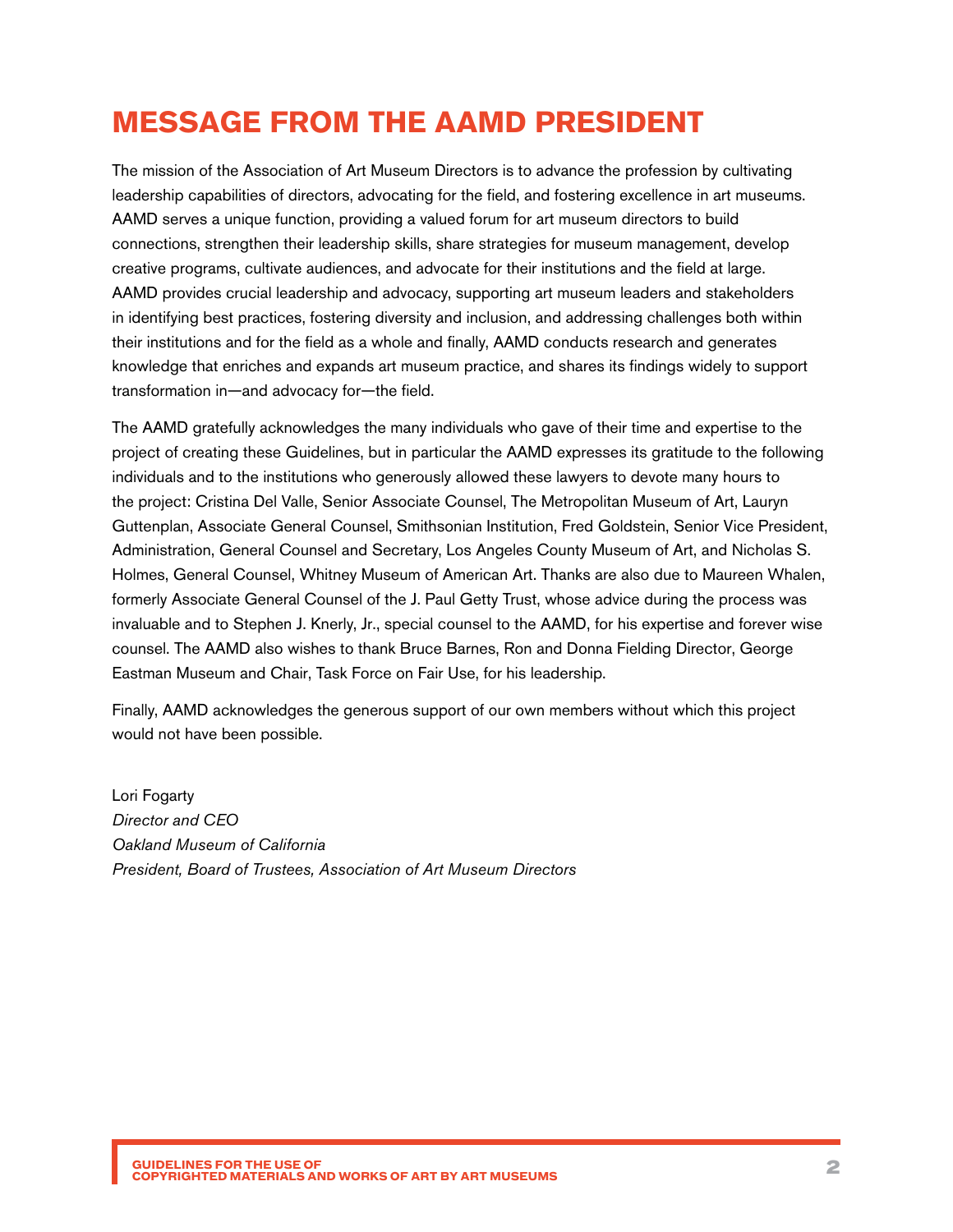# MESSAGE FROM THE AAMD PRESIDENT

The mission of the Association of Art Museum Directors is to advance the profession by cultivating leadership capabilities of directors, advocating for the field, and fostering excellence in art museums. AAMD serves a unique function, providing a valued forum for art museum directors to build connections, strengthen their leadership skills, share strategies for museum management, develop creative programs, cultivate audiences, and advocate for their institutions and the field at large. AAMD provides crucial leadership and advocacy, supporting art museum leaders and stakeholders in identifying best practices, fostering diversity and inclusion, and addressing challenges both within their institutions and for the field as a whole and finally, AAMD conducts research and generates knowledge that enriches and expands art museum practice, and shares its findings widely to support transformation in—and advocacy for—the field.

The AAMD gratefully acknowledges the many individuals who gave of their time and expertise to the project of creating these Guidelines, but in particular the AAMD expresses its gratitude to the following individuals and to the institutions who generously allowed these lawyers to devote many hours to the project: Cristina Del Valle, Senior Associate Counsel, The Metropolitan Museum of Art, Lauryn Guttenplan, Associate General Counsel, Smithsonian Institution, Fred Goldstein, Senior Vice President, Administration, General Counsel and Secretary, Los Angeles County Museum of Art, and Nicholas S. Holmes, General Counsel, Whitney Museum of American Art. Thanks are also due to Maureen Whalen, formerly Associate General Counsel of the J. Paul Getty Trust, whose advice during the process was invaluable and to Stephen J. Knerly, Jr., special counsel to the AAMD, for his expertise and forever wise counsel. The AAMD also wishes to thank Bruce Barnes, Ron and Donna Fielding Director, George Eastman Museum and Chair, Task Force on Fair Use, for his leadership.

Finally, AAMD acknowledges the generous support of our own members without which this project would not have been possible.

Lori Fogarty
*Director and CEO*
*Oakland Museum of California*
*President, Board of Trustees, Association of Art Museum Directors*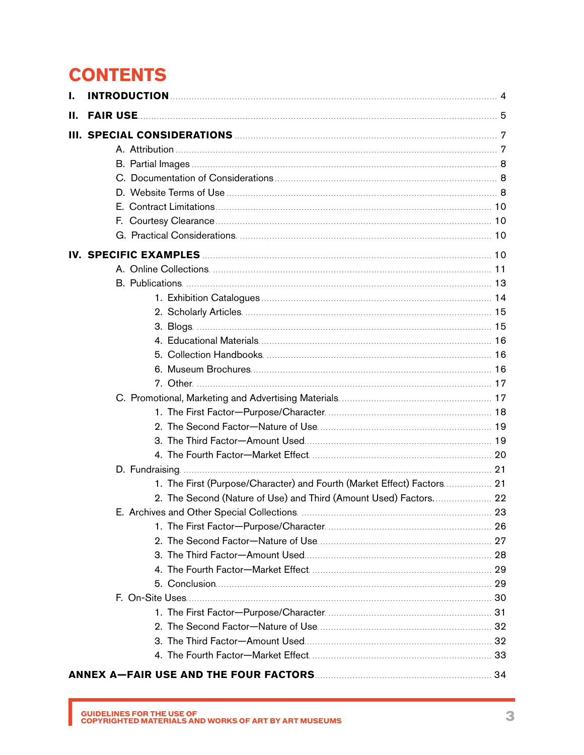# CONTENTS

**I. INTRODUCTION** ........ 4

**II. FAIR USE** ........ 5

**III. SPECIAL CONSIDERATIONS** ........ 7

- A. Attribution ........ 7
- B. Partial Images ........ 8
- C. Documentation of Considerations ........ 8
- D. Website Terms of Use ........ 8
- E. Contract Limitations ........ 10
- F. Courtesy Clearance ........ 10
- G. Practical Considerations ........ 10

**IV. SPECIFIC EXAMPLES** ........ 10

- A. Online Collections ........ 11
- B. Publications ........ 13
  1. Exhibition Catalogues ........ 14
  2. Scholarly Articles ........ 15
  3. Blogs ........ 15
  4. Educational Materials ........ 16
  5. Collection Handbooks ........ 16
  6. Museum Brochures ........ 16
  7. Other ........ 17
- C. Promotional, Marketing and Advertising Materials ........ 17
  1. The First Factor—Purpose/Character ........ 18
  2. The Second Factor—Nature of Use ........ 19
  3. The Third Factor—Amount Used ........ 19
  4. The Fourth Factor—Market Effect ........ 20
- D. Fundraising ........ 21
  1. The First (Purpose/Character) and Fourth (Market Effect) Factors ........ 21
  2. The Second (Nature of Use) and Third (Amount Used) Factors ........ 22
- E. Archives and Other Special Collections ........ 23
  1. The First Factor—Purpose/Character ........ 26
  2. The Second Factor—Nature of Use ........ 27
  3. The Third Factor—Amount Used ........ 28
  4. The Fourth Factor—Market Effect ........ 29
  5. Conclusion ........ 29
- F. On-Site Uses ........ 30
  1. The First Factor—Purpose/Character ........ 31
  2. The Second Factor—Nature of Use ........ 32
  3. The Third Factor—Amount Used ........ 32
  4. The Fourth Factor—Market Effect ........ 33

**ANNEX A—FAIR USE AND THE FOUR FACTORS** ........ 34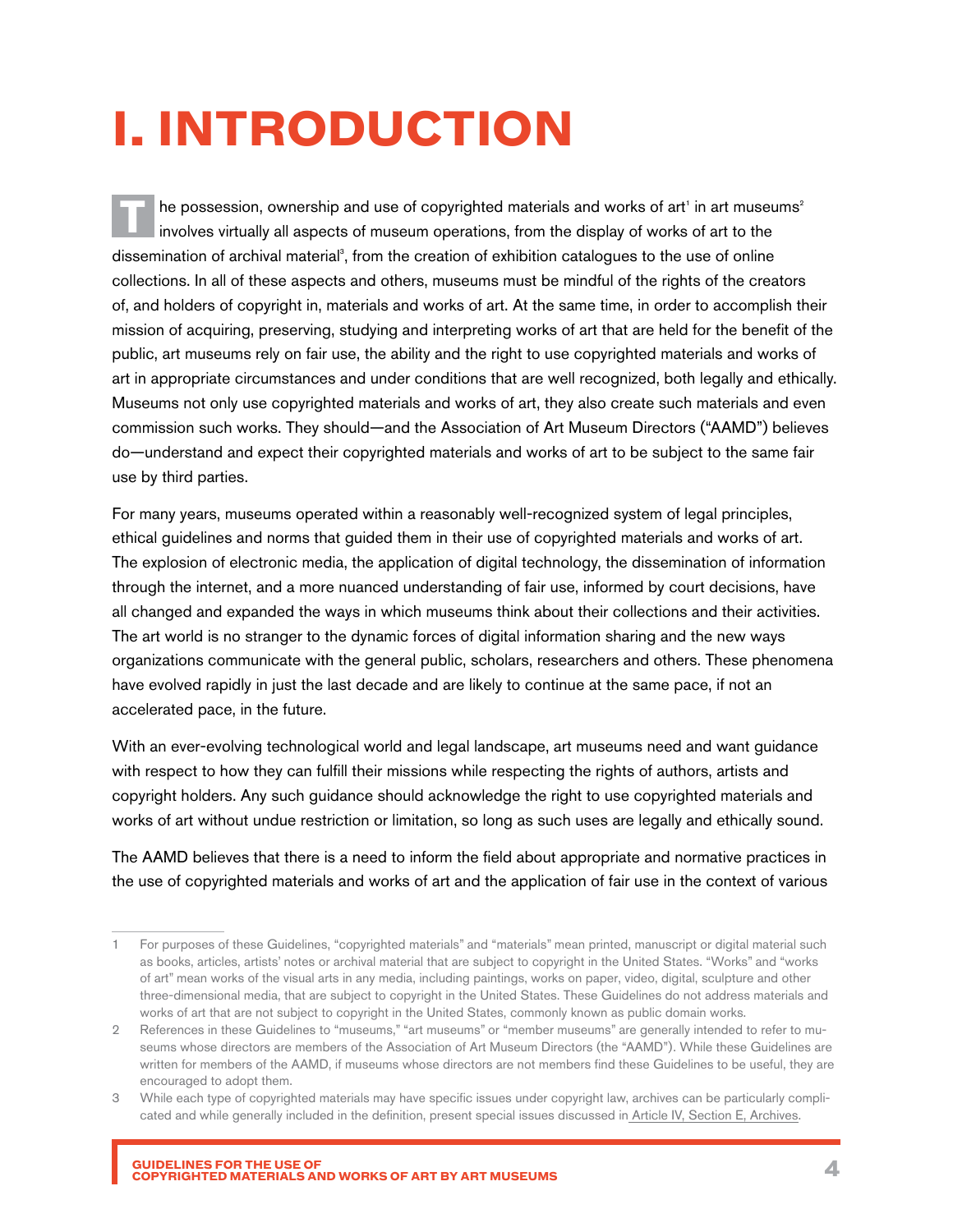# I. INTRODUCTION

The possession, ownership and use of copyrighted materials and works of art[1] in art museums[2] involves virtually all aspects of museum operations, from the display of works of art to the dissemination of archival material[3], from the creation of exhibition catalogues to the use of online collections. In all of these aspects and others, museums must be mindful of the rights of the creators of, and holders of copyright in, materials and works of art. At the same time, in order to accomplish their mission of acquiring, preserving, studying and interpreting works of art that are held for the benefit of the public, art museums rely on fair use, the ability and the right to use copyrighted materials and works of art in appropriate circumstances and under conditions that are well recognized, both legally and ethically. Museums not only use copyrighted materials and works of art, they also create such materials and even commission such works. They should—and the Association of Art Museum Directors ("AAMD") believes do—understand and expect their copyrighted materials and works of art to be subject to the same fair use by third parties.

For many years, museums operated within a reasonably well-recognized system of legal principles, ethical guidelines and norms that guided them in their use of copyrighted materials and works of art. The explosion of electronic media, the application of digital technology, the dissemination of information through the internet, and a more nuanced understanding of fair use, informed by court decisions, have all changed and expanded the ways in which museums think about their collections and their activities. The art world is no stranger to the dynamic forces of digital information sharing and the new ways organizations communicate with the general public, scholars, researchers and others. These phenomena have evolved rapidly in just the last decade and are likely to continue at the same pace, if not an accelerated pace, in the future.

With an ever-evolving technological world and legal landscape, art museums need and want guidance with respect to how they can fulfill their missions while respecting the rights of authors, artists and copyright holders. Any such guidance should acknowledge the right to use copyrighted materials and works of art without undue restriction or limitation, so long as such uses are legally and ethically sound.

The AAMD believes that there is a need to inform the field about appropriate and normative practices in the use of copyrighted materials and works of art and the application of fair use in the context of various

---

1 For purposes of these Guidelines, "copyrighted materials" and "materials" mean printed, manuscript or digital material such as books, articles, artists' notes or archival material that are subject to copyright in the United States. "Works" and "works of art" mean works of the visual arts in any media, including paintings, works on paper, video, digital, sculpture and other three-dimensional media, that are subject to copyright in the United States. These Guidelines do not address materials and works of art that are not subject to copyright in the United States, commonly known as public domain works.

2 References in these Guidelines to "museums," "art museums" or "member museums" are generally intended to refer to museums whose directors are members of the Association of Art Museum Directors (the "AAMD"). While these Guidelines are written for members of the AAMD, if museums whose directors are not members find these Guidelines to be useful, they are encouraged to adopt them.

3 While each type of copyrighted materials may have specific issues under copyright law, archives can be particularly complicated and while generally included in the definition, present special issues discussed in Article IV, Section E, Archives.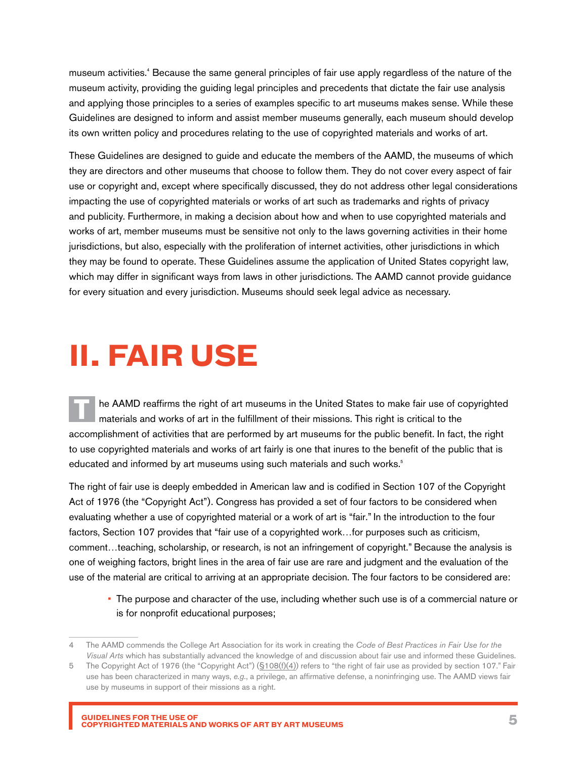museum activities.[4] Because the same general principles of fair use apply regardless of the nature of the museum activity, providing the guiding legal principles and precedents that dictate the fair use analysis and applying those principles to a series of examples specific to art museums makes sense. While these Guidelines are designed to inform and assist member museums generally, each museum should develop its own written policy and procedures relating to the use of copyrighted materials and works of art.

These Guidelines are designed to guide and educate the members of the AAMD, the museums of which they are directors and other museums that choose to follow them. They do not cover every aspect of fair use or copyright and, except where specifically discussed, they do not address other legal considerations impacting the use of copyrighted materials or works of art such as trademarks and rights of privacy and publicity. Furthermore, in making a decision about how and when to use copyrighted materials and works of art, member museums must be sensitive not only to the laws governing activities in their home jurisdictions, but also, especially with the proliferation of internet activities, other jurisdictions in which they may be found to operate. These Guidelines assume the application of United States copyright law, which may differ in significant ways from laws in other jurisdictions. The AAMD cannot provide guidance for every situation and every jurisdiction. Museums should seek legal advice as necessary.

# II. FAIR USE

The AAMD reaffirms the right of art museums in the United States to make fair use of copyrighted materials and works of art in the fulfillment of their missions. This right is critical to the accomplishment of activities that are performed by art museums for the public benefit. In fact, the right to use copyrighted materials and works of art fairly is one that inures to the benefit of the public that is educated and informed by art museums using such materials and such works.[5]

The right of fair use is deeply embedded in American law and is codified in Section 107 of the Copyright Act of 1976 (the "Copyright Act"). Congress has provided a set of four factors to be considered when evaluating whether a use of copyrighted material or a work of art is "fair." In the introduction to the four factors, Section 107 provides that "fair use of a copyrighted work…for purposes such as criticism, comment…teaching, scholarship, or research, is not an infringement of copyright." Because the analysis is one of weighing factors, bright lines in the area of fair use are rare and judgment and the evaluation of the use of the material are critical to arriving at an appropriate decision. The four factors to be considered are:

- The purpose and character of the use, including whether such use is of a commercial nature or is for nonprofit educational purposes;

---

4 The AAMD commends the College Art Association for its work in creating the *Code of Best Practices in Fair Use for the Visual Arts* which has substantially advanced the knowledge of and discussion about fair use and informed these Guidelines.

5 The Copyright Act of 1976 (the "Copyright Act") (§108(f)(4)) refers to "the right of fair use as provided by section 107." Fair use has been characterized in many ways, *e.g.*, a privilege, an affirmative defense, a noninfringing use. The AAMD views fair use by museums in support of their missions as a right.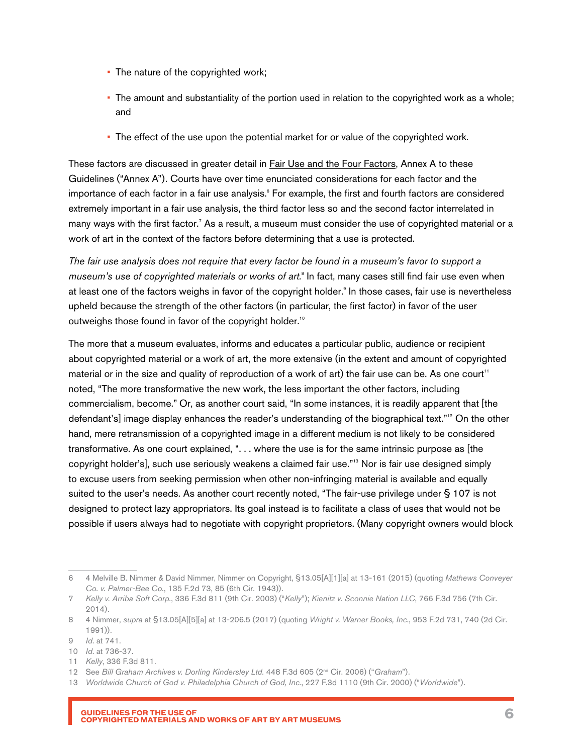- The nature of the copyrighted work;
- The amount and substantiality of the portion used in relation to the copyrighted work as a whole; and
- The effect of the use upon the potential market for or value of the copyrighted work.

These factors are discussed in greater detail in Fair Use and the Four Factors, Annex A to these Guidelines ("Annex A"). Courts have over time enunciated considerations for each factor and the importance of each factor in a fair use analysis.[6] For example, the first and fourth factors are considered extremely important in a fair use analysis, the third factor less so and the second factor interrelated in many ways with the first factor.[7] As a result, a museum must consider the use of copyrighted material or a work of art in the context of the factors before determining that a use is protected.

*The fair use analysis does not require that every factor be found in a museum's favor to support a museum's use of copyrighted materials or works of art.*[8] In fact, many cases still find fair use even when at least one of the factors weighs in favor of the copyright holder.[9] In those cases, fair use is nevertheless upheld because the strength of the other factors (in particular, the first factor) in favor of the user outweighs those found in favor of the copyright holder.[10]

The more that a museum evaluates, informs and educates a particular public, audience or recipient about copyrighted material or a work of art, the more extensive (in the extent and amount of copyrighted material or in the size and quality of reproduction of a work of art) the fair use can be. As one court[11] noted, "The more transformative the new work, the less important the other factors, including commercialism, become." Or, as another court said, "In some instances, it is readily apparent that [the defendant's] image display enhances the reader's understanding of the biographical text."[12] On the other hand, mere retransmission of a copyrighted image in a different medium is not likely to be considered transformative. As one court explained, ". . . where the use is for the same intrinsic purpose as [the copyright holder's], such use seriously weakens a claimed fair use."[13] Nor is fair use designed simply to excuse users from seeking permission when other non-infringing material is available and equally suited to the user's needs. As another court recently noted, "The fair-use privilege under § 107 is not designed to protect lazy appropriators. Its goal instead is to facilitate a class of uses that would not be possible if users always had to negotiate with copyright proprietors. (Many copyright owners would block

---

6 4 Melville B. Nimmer & David Nimmer, Nimmer on Copyright, §13.05[A][1][a] at 13-161 (2015) (quoting *Mathews Conveyer Co. v. Palmer-Bee Co.*, 135 F.2d 73, 85 (6th Cir. 1943)).

7 *Kelly v. Arriba Soft Corp.*, 336 F.3d 811 (9th Cir. 2003) ("*Kelly*"); *Kienitz v. Sconnie Nation LLC*, 766 F.3d 756 (7th Cir. 2014).

8 4 Nimmer, *supra* at §13.05[A][5][a] at 13-206.5 (2017) (quoting *Wright v. Warner Books, Inc.*, 953 F.2d 731, 740 (2d Cir. 1991)).

9 *Id.* at 741.

10 *Id.* at 736-37.

11 *Kelly*, 336 F.3d 811.

12 See *Bill Graham Archives v. Dorling Kindersley Ltd.* 448 F.3d 605 (2nd Cir. 2006) ("*Graham*").

13 *Worldwide Church of God v. Philadelphia Church of God, Inc.*, 227 F.3d 1110 (9th Cir. 2000) ("*Worldwide*").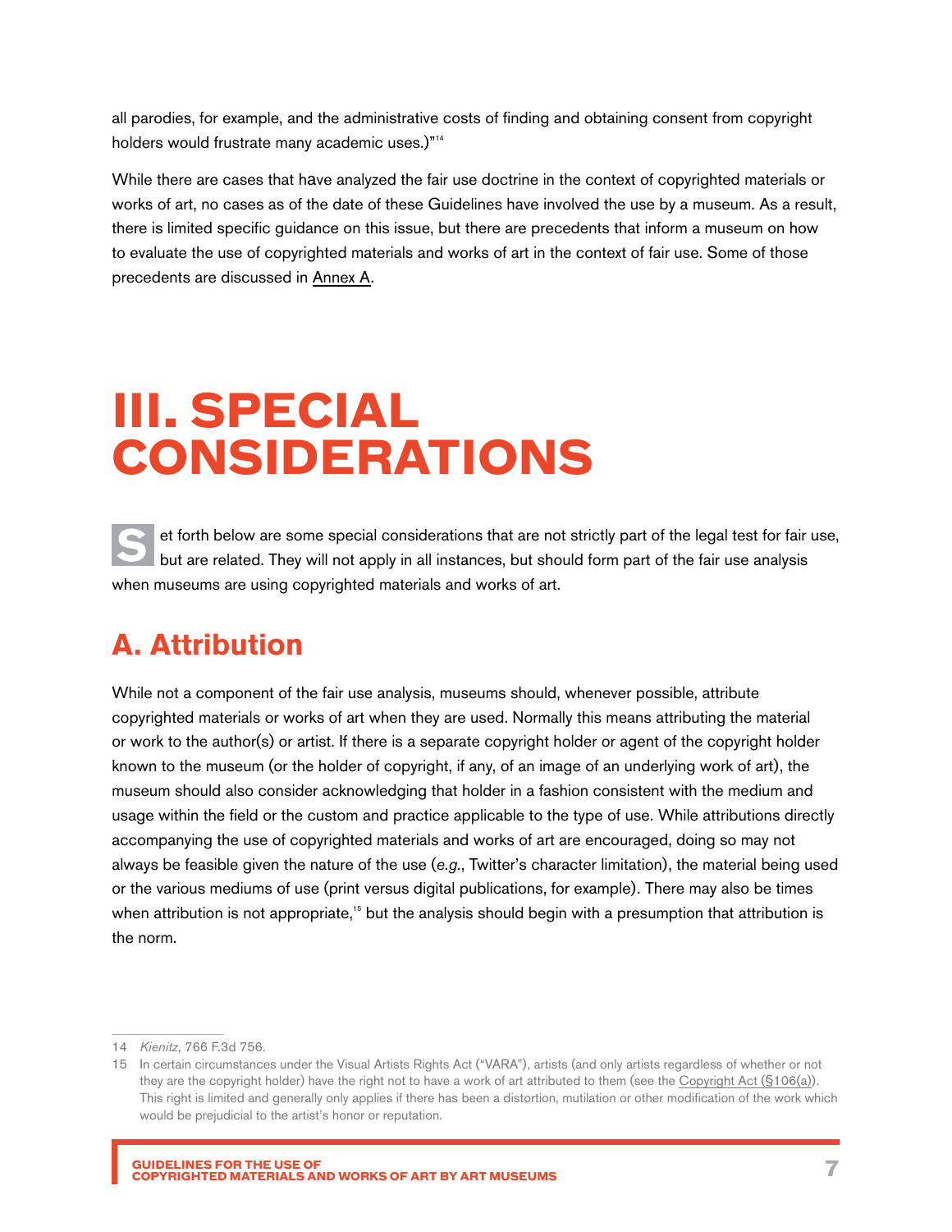all parodies, for example, and the administrative costs of finding and obtaining consent from copyright holders would frustrate many academic uses.)"[14]

While there are cases that have analyzed the fair use doctrine in the context of copyrighted materials or works of art, no cases as of the date of these Guidelines have involved the use by a museum. As a result, there is limited specific guidance on this issue, but there are precedents that inform a museum on how to evaluate the use of copyrighted materials and works of art in the context of fair use. Some of those precedents are discussed in Annex A.

# III. SPECIAL CONSIDERATIONS

Set forth below are some special considerations that are not strictly part of the legal test for fair use, but are related. They will not apply in all instances, but should form part of the fair use analysis when museums are using copyrighted materials and works of art.

## A. Attribution

While not a component of the fair use analysis, museums should, whenever possible, attribute copyrighted materials or works of art when they are used. Normally this means attributing the material or work to the author(s) or artist. If there is a separate copyright holder or agent of the copyright holder known to the museum (or the holder of copyright, if any, of an image of an underlying work of art), the museum should also consider acknowledging that holder in a fashion consistent with the medium and usage within the field or the custom and practice applicable to the type of use. While attributions directly accompanying the use of copyrighted materials and works of art are encouraged, doing so may not always be feasible given the nature of the use (*e.g.*, Twitter's character limitation), the material being used or the various mediums of use (print versus digital publications, for example). There may also be times when attribution is not appropriate,[15] but the analysis should begin with a presumption that attribution is the norm.

---

14 *Kienitz*, 766 F.3d 756.

15 In certain circumstances under the Visual Artists Rights Act ("VARA"), artists (and only artists regardless of whether or not they are the copyright holder) have the right not to have a work of art attributed to them (see the Copyright Act (§106(a)). This right is limited and generally only applies if there has been a distortion, mutilation or other modification of the work which would be prejudicial to the artist's honor or reputation.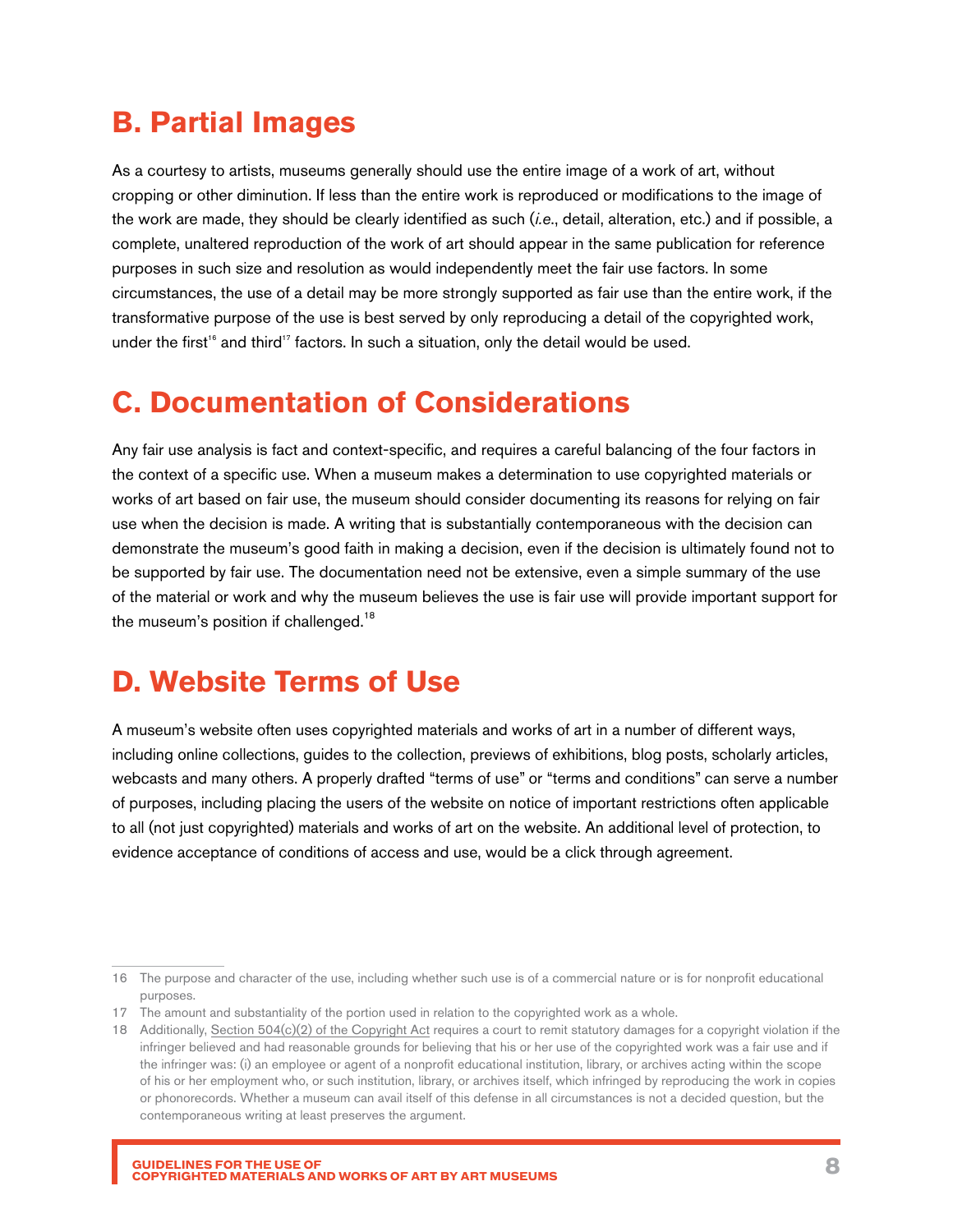## B. Partial Images

As a courtesy to artists, museums generally should use the entire image of a work of art, without cropping or other diminution. If less than the entire work is reproduced or modifications to the image of the work are made, they should be clearly identified as such (*i.e.*, detail, alteration, etc.) and if possible, a complete, unaltered reproduction of the work of art should appear in the same publication for reference purposes in such size and resolution as would independently meet the fair use factors. In some circumstances, the use of a detail may be more strongly supported as fair use than the entire work, if the transformative purpose of the use is best served by only reproducing a detail of the copyrighted work, under the first[16] and third[17] factors. In such a situation, only the detail would be used.

## C. Documentation of Considerations

Any fair use analysis is fact and context-specific, and requires a careful balancing of the four factors in the context of a specific use. When a museum makes a determination to use copyrighted materials or works of art based on fair use, the museum should consider documenting its reasons for relying on fair use when the decision is made. A writing that is substantially contemporaneous with the decision can demonstrate the museum's good faith in making a decision, even if the decision is ultimately found not to be supported by fair use. The documentation need not be extensive, even a simple summary of the use of the material or work and why the museum believes the use is fair use will provide important support for the museum's position if challenged.[18]

## D. Website Terms of Use

A museum's website often uses copyrighted materials and works of art in a number of different ways, including online collections, guides to the collection, previews of exhibitions, blog posts, scholarly articles, webcasts and many others. A properly drafted "terms of use" or "terms and conditions" can serve a number of purposes, including placing the users of the website on notice of important restrictions often applicable to all (not just copyrighted) materials and works of art on the website. An additional level of protection, to evidence acceptance of conditions of access and use, would be a click through agreement.

---

16 The purpose and character of the use, including whether such use is of a commercial nature or is for nonprofit educational purposes.

17 The amount and substantiality of the portion used in relation to the copyrighted work as a whole.

18 Additionally, Section 504(c)(2) of the Copyright Act requires a court to remit statutory damages for a copyright violation if the infringer believed and had reasonable grounds for believing that his or her use of the copyrighted work was a fair use and if the infringer was: (i) an employee or agent of a nonprofit educational institution, library, or archives acting within the scope of his or her employment who, or such institution, library, or archives itself, which infringed by reproducing the work in copies or phonorecords. Whether a museum can avail itself of this defense in all circumstances is not a decided question, but the contemporaneous writing at least preserves the argument.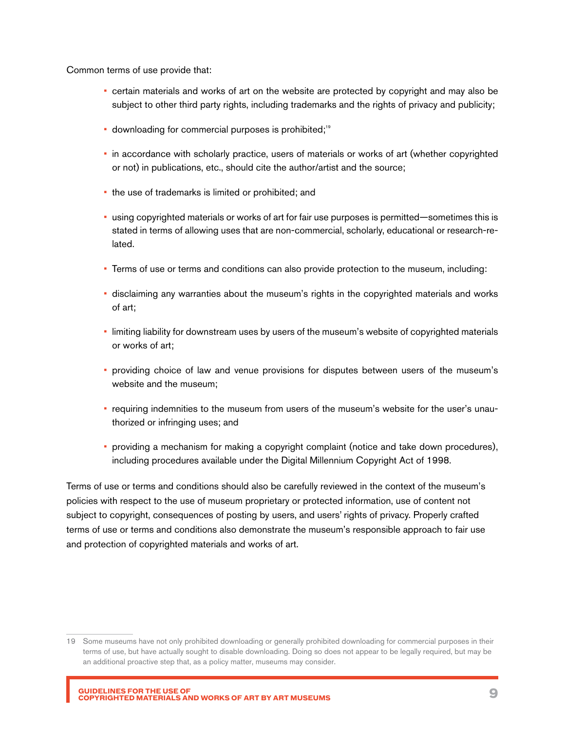Common terms of use provide that:

- certain materials and works of art on the website are protected by copyright and may also be subject to other third party rights, including trademarks and the rights of privacy and publicity;
- downloading for commercial purposes is prohibited;[19]
- in accordance with scholarly practice, users of materials or works of art (whether copyrighted or not) in publications, etc., should cite the author/artist and the source;
- the use of trademarks is limited or prohibited; and
- using copyrighted materials or works of art for fair use purposes is permitted—sometimes this is stated in terms of allowing uses that are non-commercial, scholarly, educational or research-related.
- Terms of use or terms and conditions can also provide protection to the museum, including:
- disclaiming any warranties about the museum's rights in the copyrighted materials and works of art;
- limiting liability for downstream uses by users of the museum's website of copyrighted materials or works of art;
- providing choice of law and venue provisions for disputes between users of the museum's website and the museum;
- requiring indemnities to the museum from users of the museum's website for the user's unauthorized or infringing uses; and
- providing a mechanism for making a copyright complaint (notice and take down procedures), including procedures available under the Digital Millennium Copyright Act of 1998.

Terms of use or terms and conditions should also be carefully reviewed in the context of the museum's policies with respect to the use of museum proprietary or protected information, use of content not subject to copyright, consequences of posting by users, and users' rights of privacy. Properly crafted terms of use or terms and conditions also demonstrate the museum's responsible approach to fair use and protection of copyrighted materials and works of art.

---

19 Some museums have not only prohibited downloading or generally prohibited downloading for commercial purposes in their terms of use, but have actually sought to disable downloading. Doing so does not appear to be legally required, but may be an additional proactive step that, as a policy matter, museums may consider.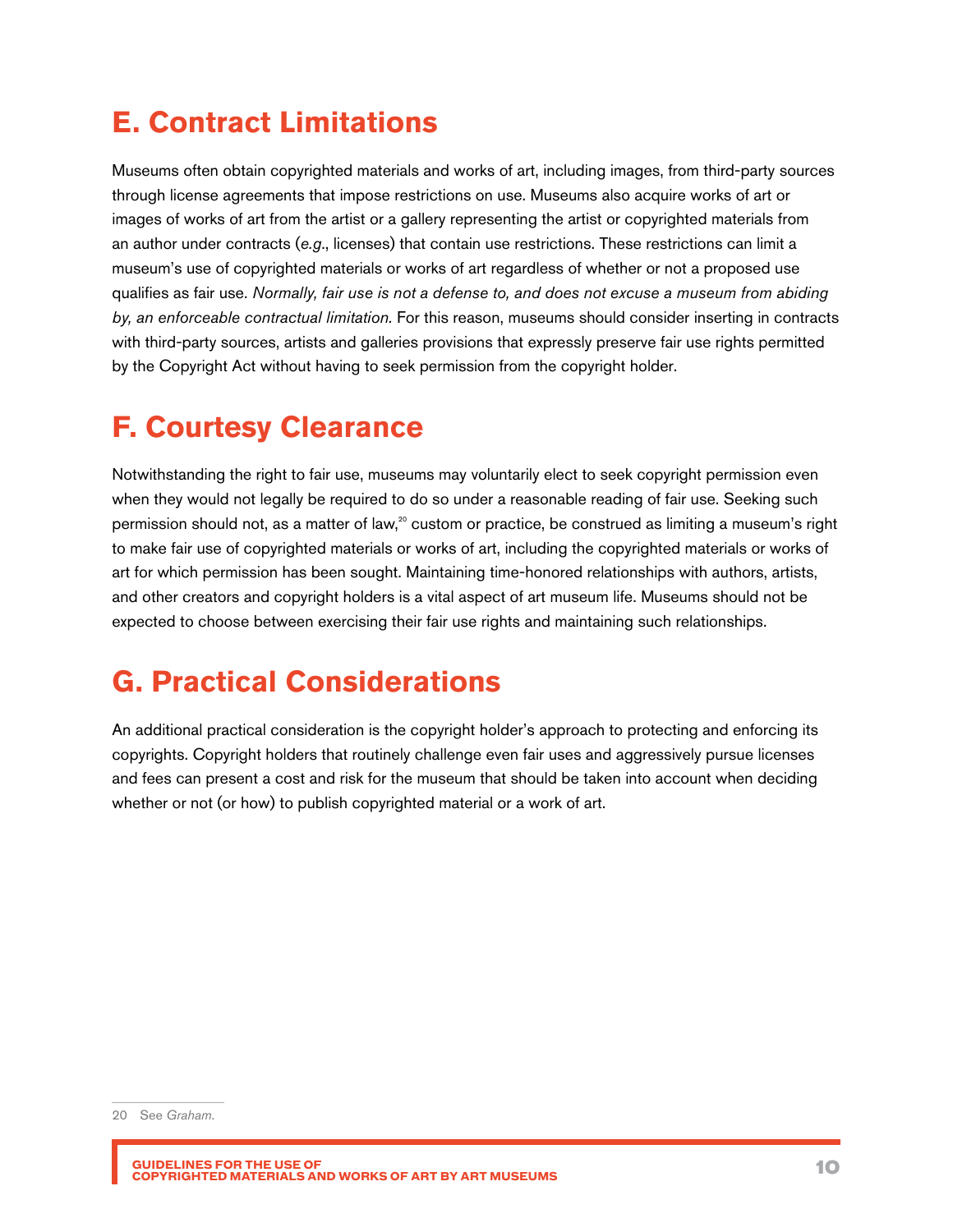## E. Contract Limitations

Museums often obtain copyrighted materials and works of art, including images, from third-party sources through license agreements that impose restrictions on use. Museums also acquire works of art or images of works of art from the artist or a gallery representing the artist or copyrighted materials from an author under contracts (*e.g.*, licenses) that contain use restrictions. These restrictions can limit a museum's use of copyrighted materials or works of art regardless of whether or not a proposed use qualifies as fair use. *Normally, fair use is not a defense to, and does not excuse a museum from abiding by, an enforceable contractual limitation.* For this reason, museums should consider inserting in contracts with third-party sources, artists and galleries provisions that expressly preserve fair use rights permitted by the Copyright Act without having to seek permission from the copyright holder.

## F. Courtesy Clearance

Notwithstanding the right to fair use, museums may voluntarily elect to seek copyright permission even when they would not legally be required to do so under a reasonable reading of fair use. Seeking such permission should not, as a matter of law,[20] custom or practice, be construed as limiting a museum's right to make fair use of copyrighted materials or works of art, including the copyrighted materials or works of art for which permission has been sought. Maintaining time-honored relationships with authors, artists, and other creators and copyright holders is a vital aspect of art museum life. Museums should not be expected to choose between exercising their fair use rights and maintaining such relationships.

## G. Practical Considerations

An additional practical consideration is the copyright holder's approach to protecting and enforcing its copyrights. Copyright holders that routinely challenge even fair uses and aggressively pursue licenses and fees can present a cost and risk for the museum that should be taken into account when deciding whether or not (or how) to publish copyrighted material or a work of art.

---

20 See *Graham*.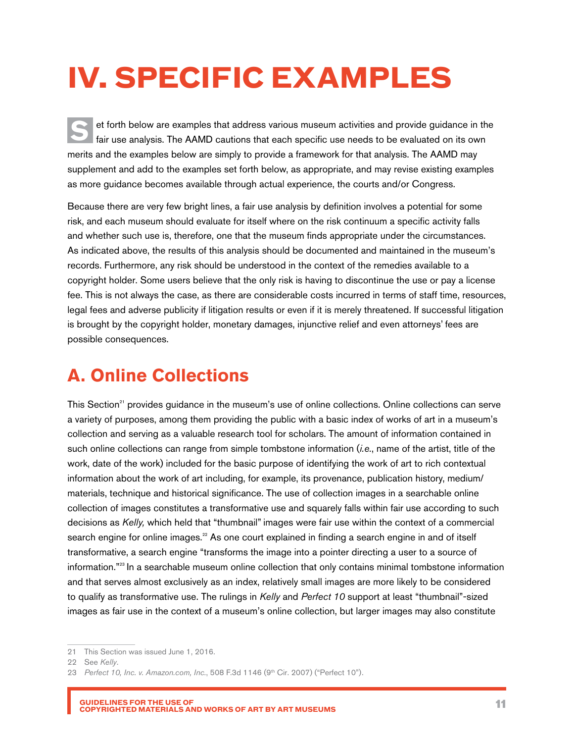# IV. SPECIFIC EXAMPLES

Set forth below are examples that address various museum activities and provide guidance in the fair use analysis. The AAMD cautions that each specific use needs to be evaluated on its own merits and the examples below are simply to provide a framework for that analysis. The AAMD may supplement and add to the examples set forth below, as appropriate, and may revise existing examples as more guidance becomes available through actual experience, the courts and/or Congress.

Because there are very few bright lines, a fair use analysis by definition involves a potential for some risk, and each museum should evaluate for itself where on the risk continuum a specific activity falls and whether such use is, therefore, one that the museum finds appropriate under the circumstances. As indicated above, the results of this analysis should be documented and maintained in the museum's records. Furthermore, any risk should be understood in the context of the remedies available to a copyright holder. Some users believe that the only risk is having to discontinue the use or pay a license fee. This is not always the case, as there are considerable costs incurred in terms of staff time, resources, legal fees and adverse publicity if litigation results or even if it is merely threatened. If successful litigation is brought by the copyright holder, monetary damages, injunctive relief and even attorneys' fees are possible consequences.

## A. Online Collections

This Section[21] provides guidance in the museum's use of online collections. Online collections can serve a variety of purposes, among them providing the public with a basic index of works of art in a museum's collection and serving as a valuable research tool for scholars. The amount of information contained in such online collections can range from simple tombstone information (*i.e.*, name of the artist, title of the work, date of the work) included for the basic purpose of identifying the work of art to rich contextual information about the work of art including, for example, its provenance, publication history, medium/materials, technique and historical significance. The use of collection images in a searchable online collection of images constitutes a transformative use and squarely falls within fair use according to such decisions as *Kelly,* which held that "thumbnail" images were fair use within the context of a commercial search engine for online images.[22] As one court explained in finding a search engine in and of itself transformative, a search engine "transforms the image into a pointer directing a user to a source of information."[23] In a searchable museum online collection that only contains minimal tombstone information and that serves almost exclusively as an index, relatively small images are more likely to be considered to qualify as transformative use. The rulings in *Kelly* and *Perfect 10* support at least "thumbnail"-sized images as fair use in the context of a museum's online collection, but larger images may also constitute

21 This Section was issued June 1, 2016.

22 See *Kelly*.

23 *Perfect 10, Inc. v. Amazon.com, Inc.*, 508 F.3d 1146 (9th Cir. 2007) ("Perfect 10").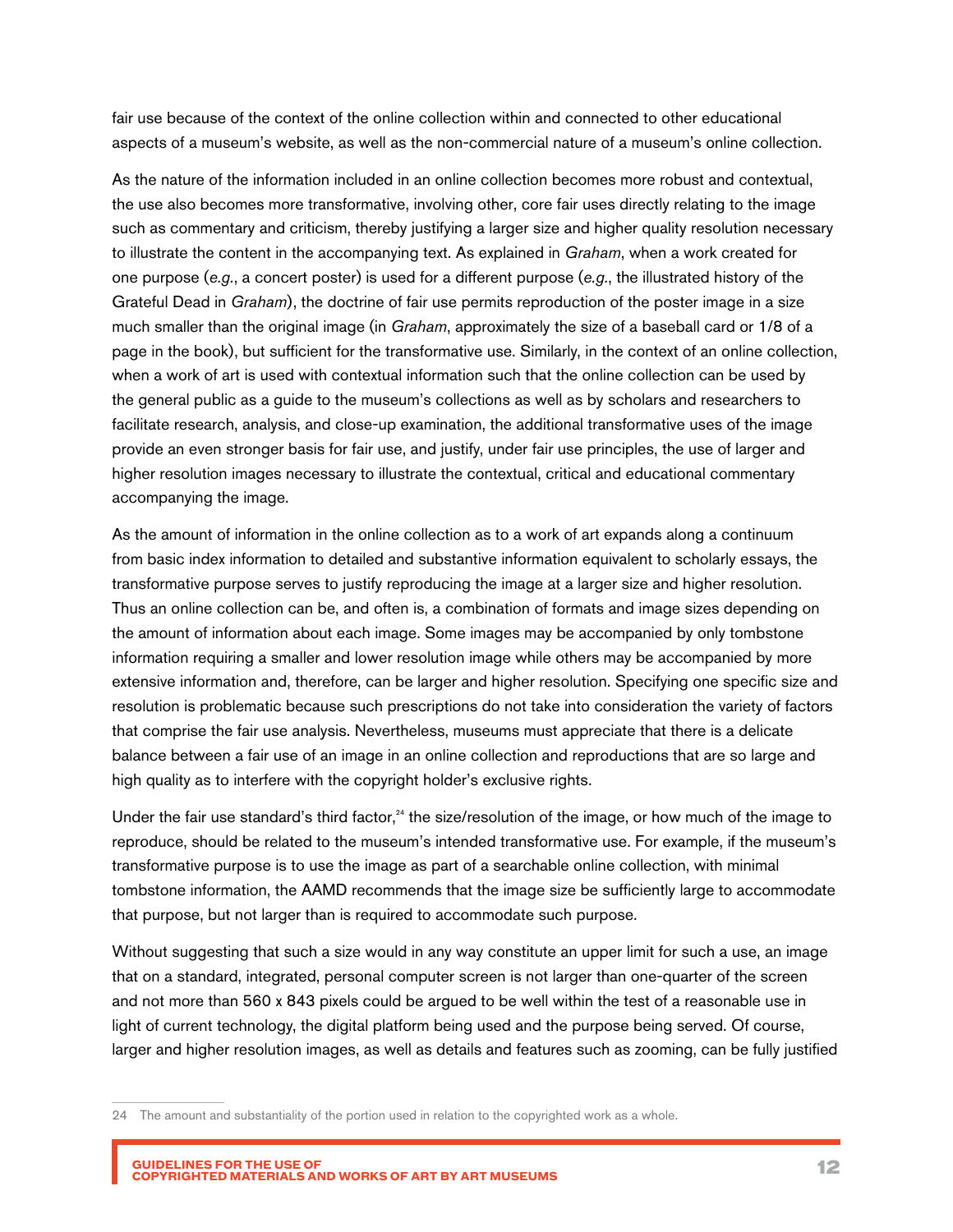fair use because of the context of the online collection within and connected to other educational aspects of a museum's website, as well as the non-commercial nature of a museum's online collection.

As the nature of the information included in an online collection becomes more robust and contextual, the use also becomes more transformative, involving other, core fair uses directly relating to the image such as commentary and criticism, thereby justifying a larger size and higher quality resolution necessary to illustrate the content in the accompanying text. As explained in *Graham*, when a work created for one purpose (*e.g.*, a concert poster) is used for a different purpose (*e.g.*, the illustrated history of the Grateful Dead in *Graham*), the doctrine of fair use permits reproduction of the poster image in a size much smaller than the original image (in *Graham*, approximately the size of a baseball card or 1/8 of a page in the book), but sufficient for the transformative use. Similarly, in the context of an online collection, when a work of art is used with contextual information such that the online collection can be used by the general public as a guide to the museum's collections as well as by scholars and researchers to facilitate research, analysis, and close-up examination, the additional transformative uses of the image provide an even stronger basis for fair use, and justify, under fair use principles, the use of larger and higher resolution images necessary to illustrate the contextual, critical and educational commentary accompanying the image.

As the amount of information in the online collection as to a work of art expands along a continuum from basic index information to detailed and substantive information equivalent to scholarly essays, the transformative purpose serves to justify reproducing the image at a larger size and higher resolution. Thus an online collection can be, and often is, a combination of formats and image sizes depending on the amount of information about each image. Some images may be accompanied by only tombstone information requiring a smaller and lower resolution image while others may be accompanied by more extensive information and, therefore, can be larger and higher resolution. Specifying one specific size and resolution is problematic because such prescriptions do not take into consideration the variety of factors that comprise the fair use analysis. Nevertheless, museums must appreciate that there is a delicate balance between a fair use of an image in an online collection and reproductions that are so large and high quality as to interfere with the copyright holder's exclusive rights.

Under the fair use standard's third factor,[24] the size/resolution of the image, or how much of the image to reproduce, should be related to the museum's intended transformative use. For example, if the museum's transformative purpose is to use the image as part of a searchable online collection, with minimal tombstone information, the AAMD recommends that the image size be sufficiently large to accommodate that purpose, but not larger than is required to accommodate such purpose.

Without suggesting that such a size would in any way constitute an upper limit for such a use, an image that on a standard, integrated, personal computer screen is not larger than one-quarter of the screen and not more than 560 x 843 pixels could be argued to be well within the test of a reasonable use in light of current technology, the digital platform being used and the purpose being served. Of course, larger and higher resolution images, as well as details and features such as zooming, can be fully justified

24 The amount and substantiality of the portion used in relation to the copyrighted work as a whole.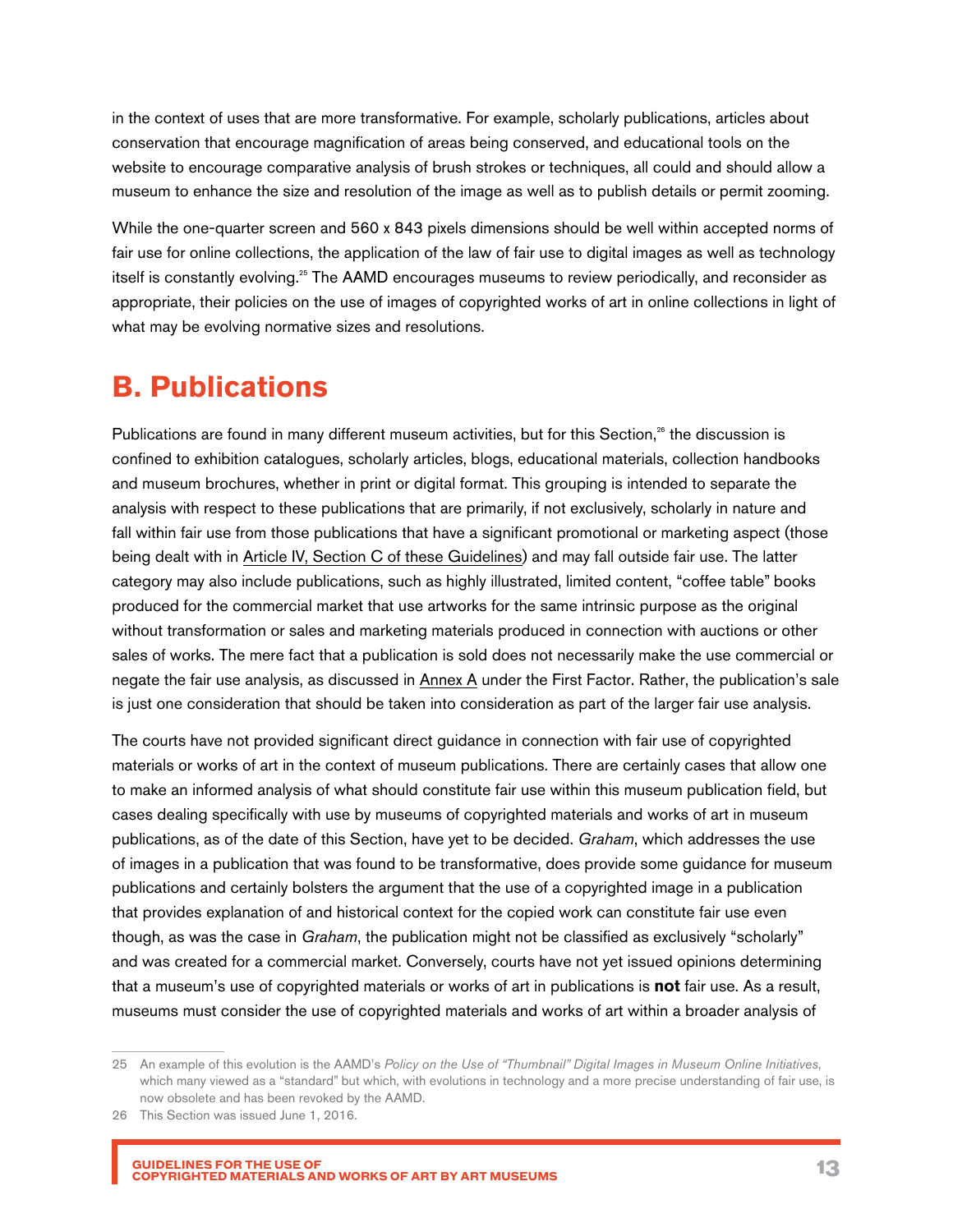in the context of uses that are more transformative. For example, scholarly publications, articles about conservation that encourage magnification of areas being conserved, and educational tools on the website to encourage comparative analysis of brush strokes or techniques, all could and should allow a museum to enhance the size and resolution of the image as well as to publish details or permit zooming.

While the one-quarter screen and 560 x 843 pixels dimensions should be well within accepted norms of fair use for online collections, the application of the law of fair use to digital images as well as technology itself is constantly evolving.[25] The AAMD encourages museums to review periodically, and reconsider as appropriate, their policies on the use of images of copyrighted works of art in online collections in light of what may be evolving normative sizes and resolutions.

## B. Publications

Publications are found in many different museum activities, but for this Section,[26] the discussion is confined to exhibition catalogues, scholarly articles, blogs, educational materials, collection handbooks and museum brochures, whether in print or digital format. This grouping is intended to separate the analysis with respect to these publications that are primarily, if not exclusively, scholarly in nature and fall within fair use from those publications that have a significant promotional or marketing aspect (those being dealt with in Article IV, Section C of these Guidelines) and may fall outside fair use. The latter category may also include publications, such as highly illustrated, limited content, "coffee table" books produced for the commercial market that use artworks for the same intrinsic purpose as the original without transformation or sales and marketing materials produced in connection with auctions or other sales of works. The mere fact that a publication is sold does not necessarily make the use commercial or negate the fair use analysis, as discussed in Annex A under the First Factor. Rather, the publication's sale is just one consideration that should be taken into consideration as part of the larger fair use analysis.

The courts have not provided significant direct guidance in connection with fair use of copyrighted materials or works of art in the context of museum publications. There are certainly cases that allow one to make an informed analysis of what should constitute fair use within this museum publication field, but cases dealing specifically with use by museums of copyrighted materials and works of art in museum publications, as of the date of this Section, have yet to be decided. *Graham*, which addresses the use of images in a publication that was found to be transformative, does provide some guidance for museum publications and certainly bolsters the argument that the use of a copyrighted image in a publication that provides explanation of and historical context for the copied work can constitute fair use even though, as was the case in *Graham*, the publication might not be classified as exclusively "scholarly" and was created for a commercial market. Conversely, courts have not yet issued opinions determining that a museum's use of copyrighted materials or works of art in publications is **not** fair use. As a result, museums must consider the use of copyrighted materials and works of art within a broader analysis of

---

25 An example of this evolution is the AAMD's *Policy on the Use of "Thumbnail" Digital Images in Museum Online Initiatives*, which many viewed as a "standard" but which, with evolutions in technology and a more precise understanding of fair use, is now obsolete and has been revoked by the AAMD.

26 This Section was issued June 1, 2016.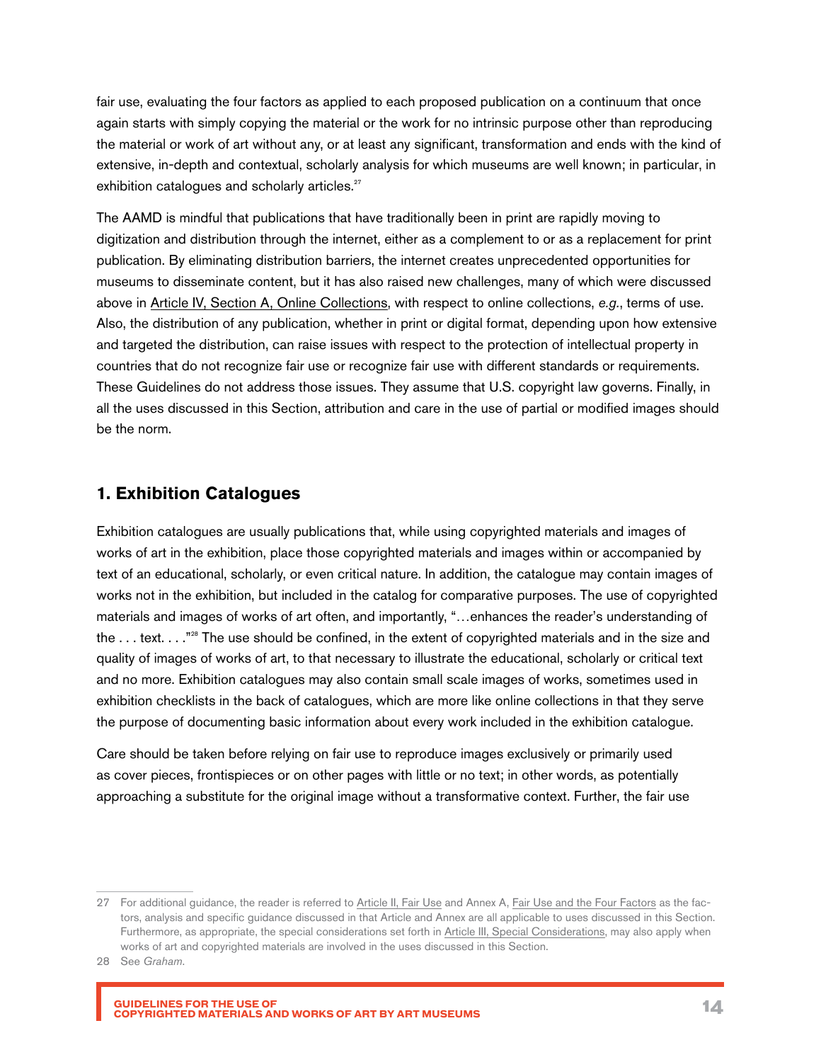fair use, evaluating the four factors as applied to each proposed publication on a continuum that once again starts with simply copying the material or the work for no intrinsic purpose other than reproducing the material or work of art without any, or at least any significant, transformation and ends with the kind of extensive, in-depth and contextual, scholarly analysis for which museums are well known; in particular, in exhibition catalogues and scholarly articles.[27]

The AAMD is mindful that publications that have traditionally been in print are rapidly moving to digitization and distribution through the internet, either as a complement to or as a replacement for print publication. By eliminating distribution barriers, the internet creates unprecedented opportunities for museums to disseminate content, but it has also raised new challenges, many of which were discussed above in Article IV, Section A, Online Collections, with respect to online collections, *e.g.*, terms of use. Also, the distribution of any publication, whether in print or digital format, depending upon how extensive and targeted the distribution, can raise issues with respect to the protection of intellectual property in countries that do not recognize fair use or recognize fair use with different standards or requirements. These Guidelines do not address those issues. They assume that U.S. copyright law governs. Finally, in all the uses discussed in this Section, attribution and care in the use of partial or modified images should be the norm.

## 1. Exhibition Catalogues

Exhibition catalogues are usually publications that, while using copyrighted materials and images of works of art in the exhibition, place those copyrighted materials and images within or accompanied by text of an educational, scholarly, or even critical nature. In addition, the catalogue may contain images of works not in the exhibition, but included in the catalog for comparative purposes. The use of copyrighted materials and images of works of art often, and importantly, "…enhances the reader's understanding of the . . . text. . . ."[28] The use should be confined, in the extent of copyrighted materials and in the size and quality of images of works of art, to that necessary to illustrate the educational, scholarly or critical text and no more. Exhibition catalogues may also contain small scale images of works, sometimes used in exhibition checklists in the back of catalogues, which are more like online collections in that they serve the purpose of documenting basic information about every work included in the exhibition catalogue.

Care should be taken before relying on fair use to reproduce images exclusively or primarily used as cover pieces, frontispieces or on other pages with little or no text; in other words, as potentially approaching a substitute for the original image without a transformative context. Further, the fair use

---

27 For additional guidance, the reader is referred to Article II, Fair Use and Annex A, Fair Use and the Four Factors as the factors, analysis and specific guidance discussed in that Article and Annex are all applicable to uses discussed in this Section. Furthermore, as appropriate, the special considerations set forth in Article III, Special Considerations, may also apply when works of art and copyrighted materials are involved in the uses discussed in this Section.

28 See *Graham*.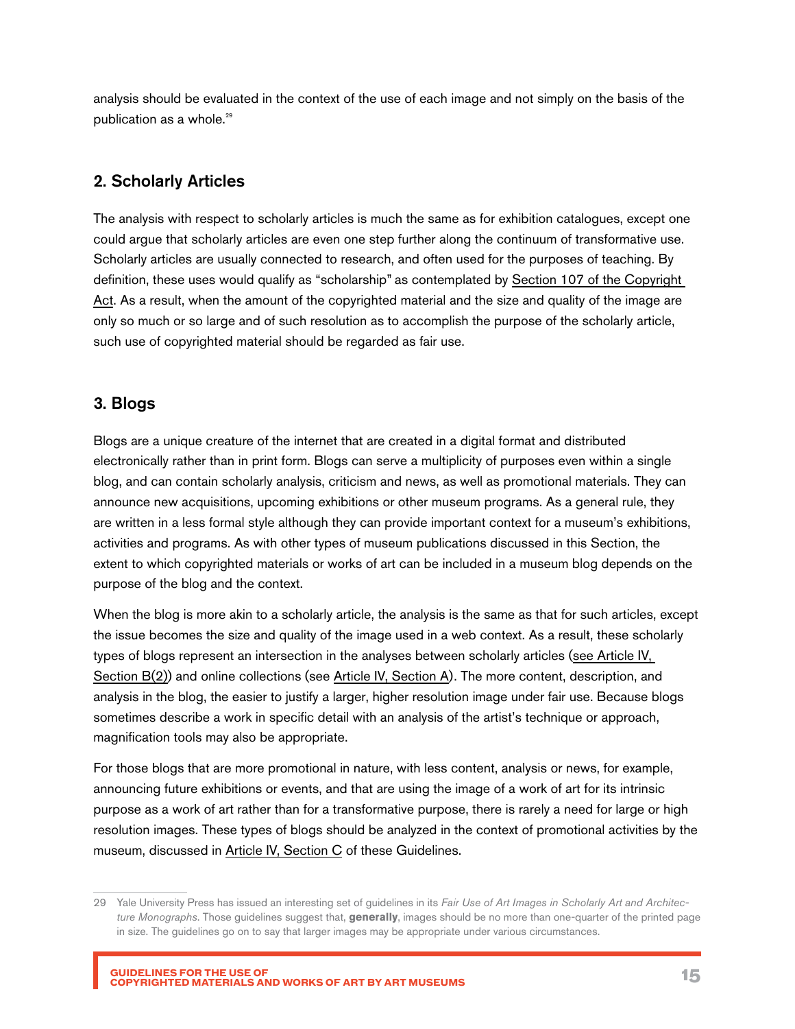analysis should be evaluated in the context of the use of each image and not simply on the basis of the publication as a whole.[29]

## 2. Scholarly Articles

The analysis with respect to scholarly articles is much the same as for exhibition catalogues, except one could argue that scholarly articles are even one step further along the continuum of transformative use. Scholarly articles are usually connected to research, and often used for the purposes of teaching. By definition, these uses would qualify as "scholarship" as contemplated by Section 107 of the Copyright Act. As a result, when the amount of the copyrighted material and the size and quality of the image are only so much or so large and of such resolution as to accomplish the purpose of the scholarly article, such use of copyrighted material should be regarded as fair use.

## 3. Blogs

Blogs are a unique creature of the internet that are created in a digital format and distributed electronically rather than in print form. Blogs can serve a multiplicity of purposes even within a single blog, and can contain scholarly analysis, criticism and news, as well as promotional materials. They can announce new acquisitions, upcoming exhibitions or other museum programs. As a general rule, they are written in a less formal style although they can provide important context for a museum's exhibitions, activities and programs. As with other types of museum publications discussed in this Section, the extent to which copyrighted materials or works of art can be included in a museum blog depends on the purpose of the blog and the context.

When the blog is more akin to a scholarly article, the analysis is the same as that for such articles, except the issue becomes the size and quality of the image used in a web context. As a result, these scholarly types of blogs represent an intersection in the analyses between scholarly articles (see Article IV, Section B(2)) and online collections (see Article IV, Section A). The more content, description, and analysis in the blog, the easier to justify a larger, higher resolution image under fair use. Because blogs sometimes describe a work in specific detail with an analysis of the artist's technique or approach, magnification tools may also be appropriate.

For those blogs that are more promotional in nature, with less content, analysis or news, for example, announcing future exhibitions or events, and that are using the image of a work of art for its intrinsic purpose as a work of art rather than for a transformative purpose, there is rarely a need for large or high resolution images. These types of blogs should be analyzed in the context of promotional activities by the museum, discussed in Article IV, Section C of these Guidelines.

---

29 Yale University Press has issued an interesting set of guidelines in its *Fair Use of Art Images in Scholarly Art and Architecture Monographs*. Those guidelines suggest that, **generally**, images should be no more than one-quarter of the printed page in size. The guidelines go on to say that larger images may be appropriate under various circumstances.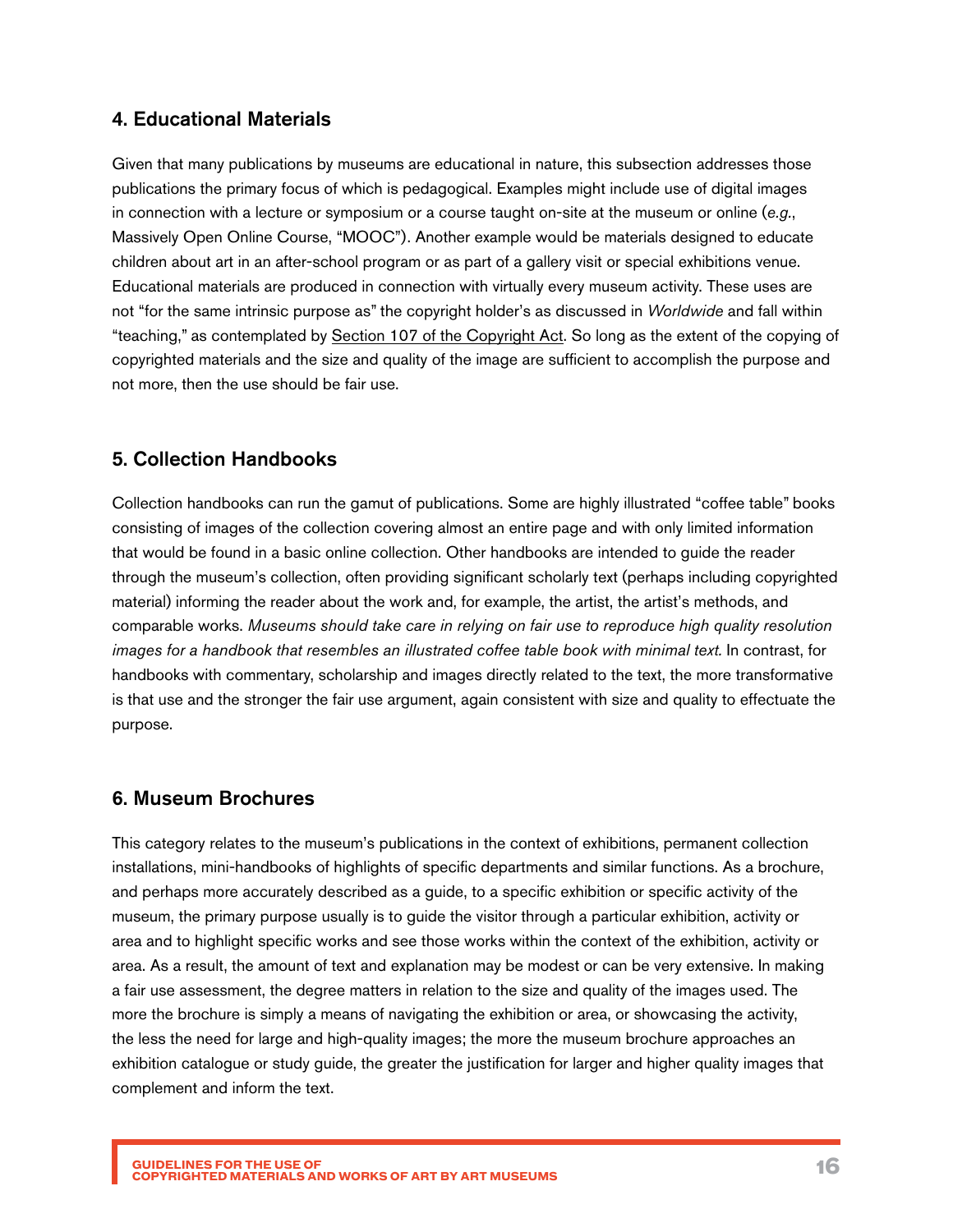## 4. Educational Materials

Given that many publications by museums are educational in nature, this subsection addresses those publications the primary focus of which is pedagogical. Examples might include use of digital images in connection with a lecture or symposium or a course taught on-site at the museum or online (*e.g.*, Massively Open Online Course, "MOOC"). Another example would be materials designed to educate children about art in an after-school program or as part of a gallery visit or special exhibitions venue. Educational materials are produced in connection with virtually every museum activity. These uses are not "for the same intrinsic purpose as" the copyright holder's as discussed in *Worldwide* and fall within "teaching," as contemplated by Section 107 of the Copyright Act. So long as the extent of the copying of copyrighted materials and the size and quality of the image are sufficient to accomplish the purpose and not more, then the use should be fair use.

## 5. Collection Handbooks

Collection handbooks can run the gamut of publications. Some are highly illustrated "coffee table" books consisting of images of the collection covering almost an entire page and with only limited information that would be found in a basic online collection. Other handbooks are intended to guide the reader through the museum's collection, often providing significant scholarly text (perhaps including copyrighted material) informing the reader about the work and, for example, the artist, the artist's methods, and comparable works. *Museums should take care in relying on fair use to reproduce high quality resolution images for a handbook that resembles an illustrated coffee table book with minimal text.* In contrast, for handbooks with commentary, scholarship and images directly related to the text, the more transformative is that use and the stronger the fair use argument, again consistent with size and quality to effectuate the purpose.

## 6. Museum Brochures

This category relates to the museum's publications in the context of exhibitions, permanent collection installations, mini-handbooks of highlights of specific departments and similar functions. As a brochure, and perhaps more accurately described as a guide, to a specific exhibition or specific activity of the museum, the primary purpose usually is to guide the visitor through a particular exhibition, activity or area and to highlight specific works and see those works within the context of the exhibition, activity or area. As a result, the amount of text and explanation may be modest or can be very extensive. In making a fair use assessment, the degree matters in relation to the size and quality of the images used. The more the brochure is simply a means of navigating the exhibition or area, or showcasing the activity, the less the need for large and high-quality images; the more the museum brochure approaches an exhibition catalogue or study guide, the greater the justification for larger and higher quality images that complement and inform the text.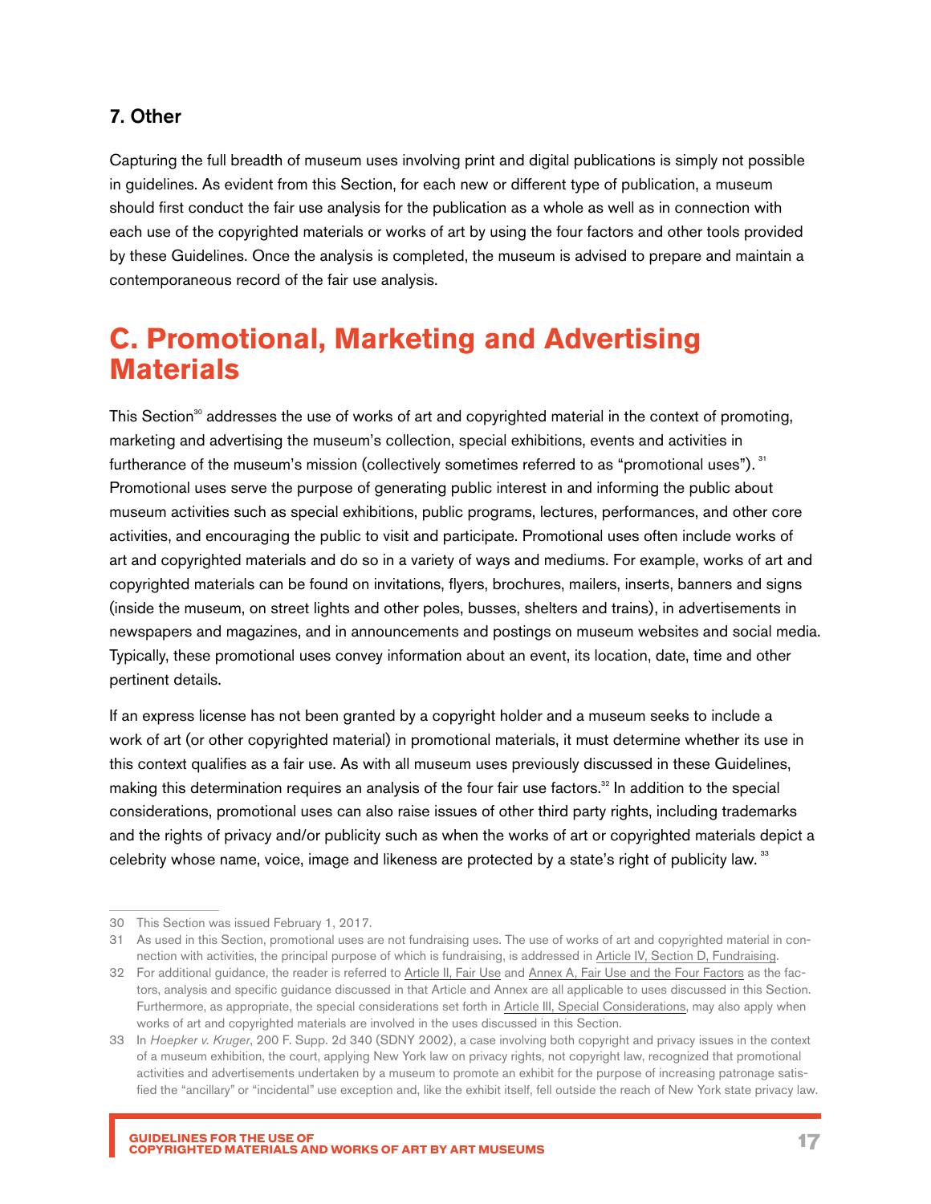### 7. Other

Capturing the full breadth of museum uses involving print and digital publications is simply not possible in guidelines. As evident from this Section, for each new or different type of publication, a museum should first conduct the fair use analysis for the publication as a whole as well as in connection with each use of the copyrighted materials or works of art by using the four factors and other tools provided by these Guidelines. Once the analysis is completed, the museum is advised to prepare and maintain a contemporaneous record of the fair use analysis.

## C. Promotional, Marketing and Advertising Materials

This Section[30] addresses the use of works of art and copyrighted material in the context of promoting, marketing and advertising the museum's collection, special exhibitions, events and activities in furtherance of the museum's mission (collectively sometimes referred to as "promotional uses"). [31] Promotional uses serve the purpose of generating public interest in and informing the public about museum activities such as special exhibitions, public programs, lectures, performances, and other core activities, and encouraging the public to visit and participate. Promotional uses often include works of art and copyrighted materials and do so in a variety of ways and mediums. For example, works of art and copyrighted materials can be found on invitations, flyers, brochures, mailers, inserts, banners and signs (inside the museum, on street lights and other poles, busses, shelters and trains), in advertisements in newspapers and magazines, and in announcements and postings on museum websites and social media. Typically, these promotional uses convey information about an event, its location, date, time and other pertinent details.

If an express license has not been granted by a copyright holder and a museum seeks to include a work of art (or other copyrighted material) in promotional materials, it must determine whether its use in this context qualifies as a fair use. As with all museum uses previously discussed in these Guidelines, making this determination requires an analysis of the four fair use factors.[32] In addition to the special considerations, promotional uses can also raise issues of other third party rights, including trademarks and the rights of privacy and/or publicity such as when the works of art or copyrighted materials depict a celebrity whose name, voice, image and likeness are protected by a state's right of publicity law. [33]

---

30 This Section was issued February 1, 2017.

31 As used in this Section, promotional uses are not fundraising uses. The use of works of art and copyrighted material in connection with activities, the principal purpose of which is fundraising, is addressed in Article IV, Section D, Fundraising.

32 For additional guidance, the reader is referred to Article II, Fair Use and Annex A, Fair Use and the Four Factors as the factors, analysis and specific guidance discussed in that Article and Annex are all applicable to uses discussed in this Section. Furthermore, as appropriate, the special considerations set forth in Article III, Special Considerations, may also apply when works of art and copyrighted materials are involved in the uses discussed in this Section.

33 In *Hoepker v. Kruger*, 200 F. Supp. 2d 340 (SDNY 2002), a case involving both copyright and privacy issues in the context of a museum exhibition, the court, applying New York law on privacy rights, not copyright law, recognized that promotional activities and advertisements undertaken by a museum to promote an exhibit for the purpose of increasing patronage satisfied the "ancillary" or "incidental" use exception and, like the exhibit itself, fell outside the reach of New York state privacy law.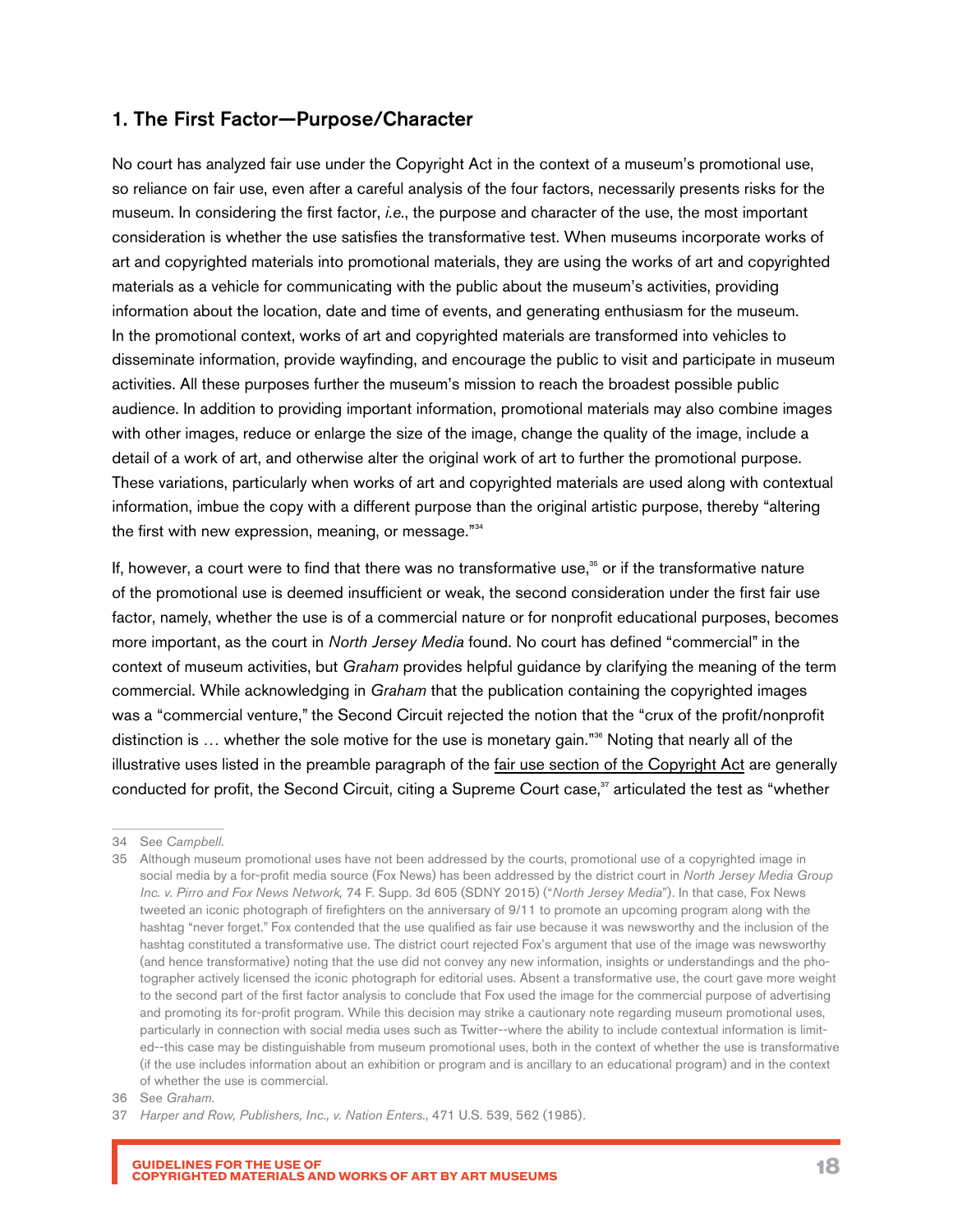## 1. The First Factor—Purpose/Character

No court has analyzed fair use under the Copyright Act in the context of a museum's promotional use, so reliance on fair use, even after a careful analysis of the four factors, necessarily presents risks for the museum. In considering the first factor, *i.e.*, the purpose and character of the use, the most important consideration is whether the use satisfies the transformative test. When museums incorporate works of art and copyrighted materials into promotional materials, they are using the works of art and copyrighted materials as a vehicle for communicating with the public about the museum's activities, providing information about the location, date and time of events, and generating enthusiasm for the museum. In the promotional context, works of art and copyrighted materials are transformed into vehicles to disseminate information, provide wayfinding, and encourage the public to visit and participate in museum activities. All these purposes further the museum's mission to reach the broadest possible public audience. In addition to providing important information, promotional materials may also combine images with other images, reduce or enlarge the size of the image, change the quality of the image, include a detail of a work of art, and otherwise alter the original work of art to further the promotional purpose. These variations, particularly when works of art and copyrighted materials are used along with contextual information, imbue the copy with a different purpose than the original artistic purpose, thereby "altering the first with new expression, meaning, or message."[34]

If, however, a court were to find that there was no transformative use,[35] or if the transformative nature of the promotional use is deemed insufficient or weak, the second consideration under the first fair use factor, namely, whether the use is of a commercial nature or for nonprofit educational purposes, becomes more important, as the court in *North Jersey Media* found. No court has defined "commercial" in the context of museum activities, but *Graham* provides helpful guidance by clarifying the meaning of the term commercial. While acknowledging in *Graham* that the publication containing the copyrighted images was a "commercial venture," the Second Circuit rejected the notion that the "crux of the profit/nonprofit distinction is … whether the sole motive for the use is monetary gain."[36] Noting that nearly all of the illustrative uses listed in the preamble paragraph of the fair use section of the Copyright Act are generally conducted for profit, the Second Circuit, citing a Supreme Court case,[37] articulated the test as "whether

---

34 See *Campbell*.

35 Although museum promotional uses have not been addressed by the courts, promotional use of a copyrighted image in social media by a for-profit media source (Fox News) has been addressed by the district court in *North Jersey Media Group Inc. v. Pirro and Fox News Network,* 74 F. Supp. 3d 605 (SDNY 2015) ("*North Jersey Media*"). In that case, Fox News tweeted an iconic photograph of firefighters on the anniversary of 9/11 to promote an upcoming program along with the hashtag "never forget." Fox contended that the use qualified as fair use because it was newsworthy and the inclusion of the hashtag constituted a transformative use. The district court rejected Fox's argument that use of the image was newsworthy (and hence transformative) noting that the use did not convey any new information, insights or understandings and the photographer actively licensed the iconic photograph for editorial uses. Absent a transformative use, the court gave more weight to the second part of the first factor analysis to conclude that Fox used the image for the commercial purpose of advertising and promoting its for-profit program. While this decision may strike a cautionary note regarding museum promotional uses, particularly in connection with social media uses such as Twitter--where the ability to include contextual information is limited--this case may be distinguishable from museum promotional uses, both in the context of whether the use is transformative (if the use includes information about an exhibition or program and is ancillary to an educational program) and in the context of whether the use is commercial.

36 See *Graham*.

37 *Harper and Row, Publishers, Inc., v. Nation Enters*., 471 U.S. 539, 562 (1985).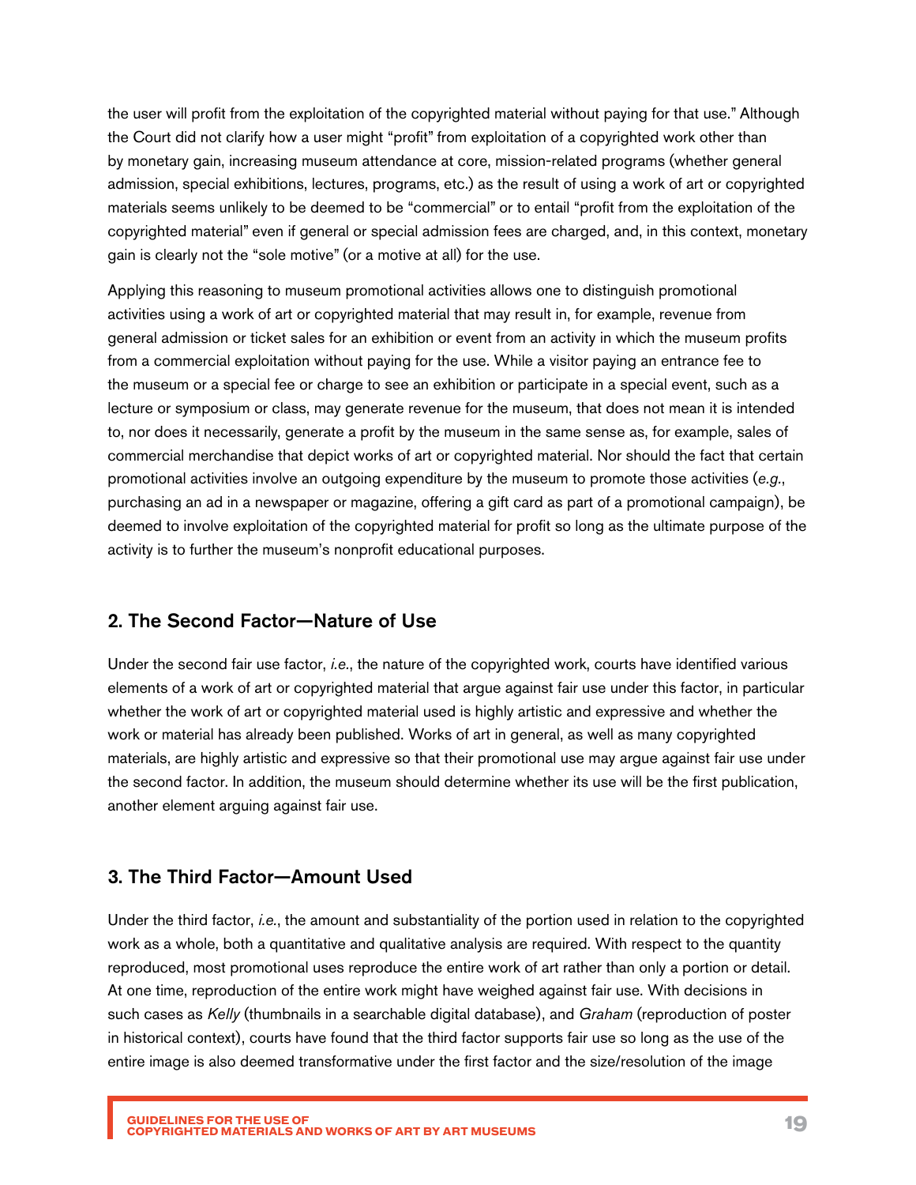the user will profit from the exploitation of the copyrighted material without paying for that use." Although the Court did not clarify how a user might "profit" from exploitation of a copyrighted work other than by monetary gain, increasing museum attendance at core, mission-related programs (whether general admission, special exhibitions, lectures, programs, etc.) as the result of using a work of art or copyrighted materials seems unlikely to be deemed to be "commercial" or to entail "profit from the exploitation of the copyrighted material" even if general or special admission fees are charged, and, in this context, monetary gain is clearly not the "sole motive" (or a motive at all) for the use.

Applying this reasoning to museum promotional activities allows one to distinguish promotional activities using a work of art or copyrighted material that may result in, for example, revenue from general admission or ticket sales for an exhibition or event from an activity in which the museum profits from a commercial exploitation without paying for the use. While a visitor paying an entrance fee to the museum or a special fee or charge to see an exhibition or participate in a special event, such as a lecture or symposium or class, may generate revenue for the museum, that does not mean it is intended to, nor does it necessarily, generate a profit by the museum in the same sense as, for example, sales of commercial merchandise that depict works of art or copyrighted material. Nor should the fact that certain promotional activities involve an outgoing expenditure by the museum to promote those activities (*e.g.*, purchasing an ad in a newspaper or magazine, offering a gift card as part of a promotional campaign), be deemed to involve exploitation of the copyrighted material for profit so long as the ultimate purpose of the activity is to further the museum's nonprofit educational purposes.

## 2. The Second Factor—Nature of Use

Under the second fair use factor, *i.e.*, the nature of the copyrighted work, courts have identified various elements of a work of art or copyrighted material that argue against fair use under this factor, in particular whether the work of art or copyrighted material used is highly artistic and expressive and whether the work or material has already been published. Works of art in general, as well as many copyrighted materials, are highly artistic and expressive so that their promotional use may argue against fair use under the second factor. In addition, the museum should determine whether its use will be the first publication, another element arguing against fair use.

## 3. The Third Factor—Amount Used

Under the third factor, *i.e.*, the amount and substantiality of the portion used in relation to the copyrighted work as a whole, both a quantitative and qualitative analysis are required. With respect to the quantity reproduced, most promotional uses reproduce the entire work of art rather than only a portion or detail. At one time, reproduction of the entire work might have weighed against fair use. With decisions in such cases as *Kelly* (thumbnails in a searchable digital database), and *Graham* (reproduction of poster in historical context), courts have found that the third factor supports fair use so long as the use of the entire image is also deemed transformative under the first factor and the size/resolution of the image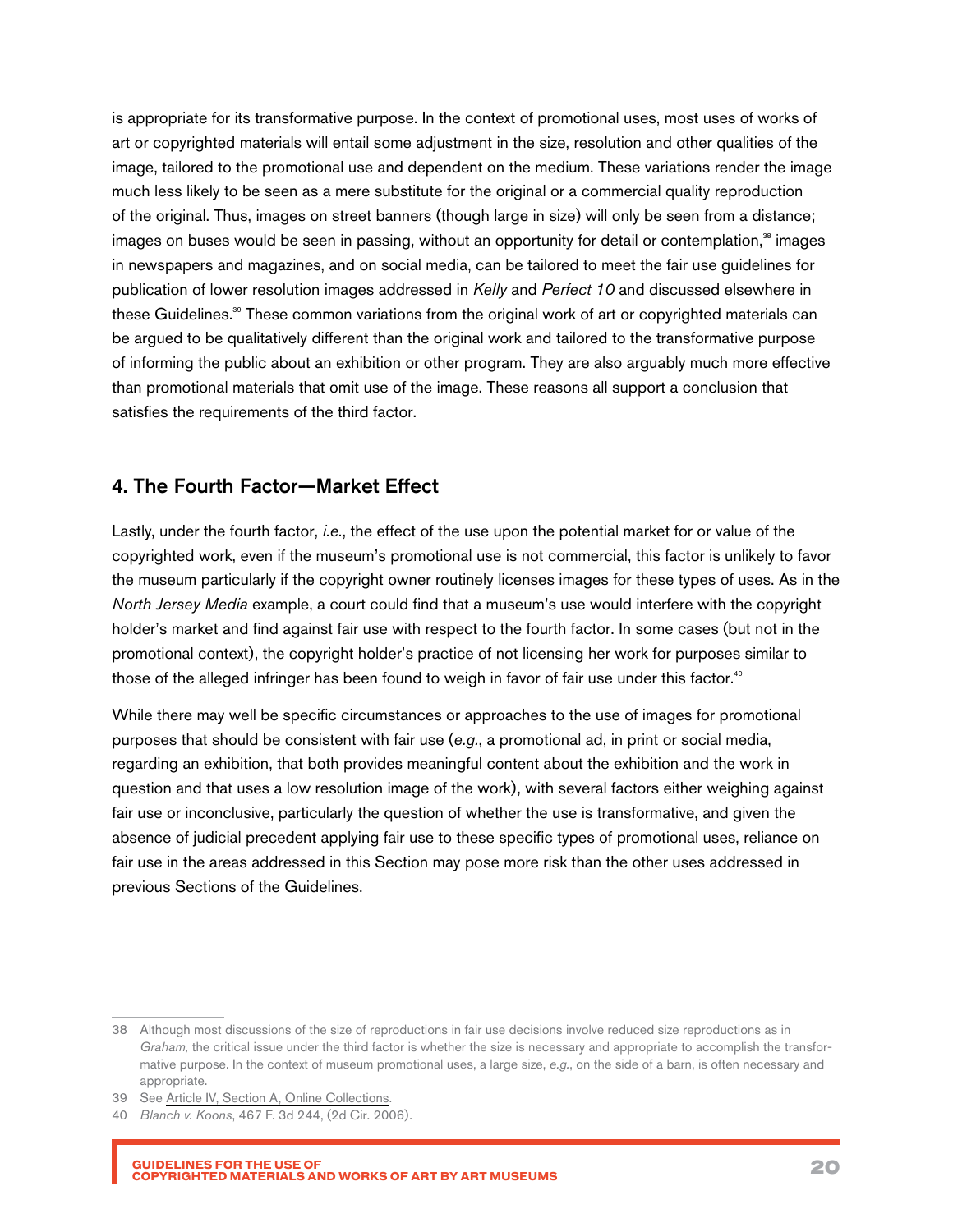is appropriate for its transformative purpose. In the context of promotional uses, most uses of works of art or copyrighted materials will entail some adjustment in the size, resolution and other qualities of the image, tailored to the promotional use and dependent on the medium. These variations render the image much less likely to be seen as a mere substitute for the original or a commercial quality reproduction of the original. Thus, images on street banners (though large in size) will only be seen from a distance; images on buses would be seen in passing, without an opportunity for detail or contemplation,[38] images in newspapers and magazines, and on social media, can be tailored to meet the fair use guidelines for publication of lower resolution images addressed in *Kelly* and *Perfect 10* and discussed elsewhere in these Guidelines.[39] These common variations from the original work of art or copyrighted materials can be argued to be qualitatively different than the original work and tailored to the transformative purpose of informing the public about an exhibition or other program. They are also arguably much more effective than promotional materials that omit use of the image. These reasons all support a conclusion that satisfies the requirements of the third factor.

## 4. The Fourth Factor—Market Effect

Lastly, under the fourth factor, *i.e.*, the effect of the use upon the potential market for or value of the copyrighted work, even if the museum's promotional use is not commercial, this factor is unlikely to favor the museum particularly if the copyright owner routinely licenses images for these types of uses. As in the *North Jersey Media* example, a court could find that a museum's use would interfere with the copyright holder's market and find against fair use with respect to the fourth factor. In some cases (but not in the promotional context), the copyright holder's practice of not licensing her work for purposes similar to those of the alleged infringer has been found to weigh in favor of fair use under this factor.[40]

While there may well be specific circumstances or approaches to the use of images for promotional purposes that should be consistent with fair use (*e.g.*, a promotional ad, in print or social media, regarding an exhibition, that both provides meaningful content about the exhibition and the work in question and that uses a low resolution image of the work), with several factors either weighing against fair use or inconclusive, particularly the question of whether the use is transformative, and given the absence of judicial precedent applying fair use to these specific types of promotional uses, reliance on fair use in the areas addressed in this Section may pose more risk than the other uses addressed in previous Sections of the Guidelines.

---

38 Although most discussions of the size of reproductions in fair use decisions involve reduced size reproductions as in *Graham,* the critical issue under the third factor is whether the size is necessary and appropriate to accomplish the transformative purpose. In the context of museum promotional uses, a large size, *e.g.*, on the side of a barn, is often necessary and appropriate.

39 See Article IV, Section A, Online Collections.

40 *Blanch v. Koons*, 467 F. 3d 244, (2d Cir. 2006).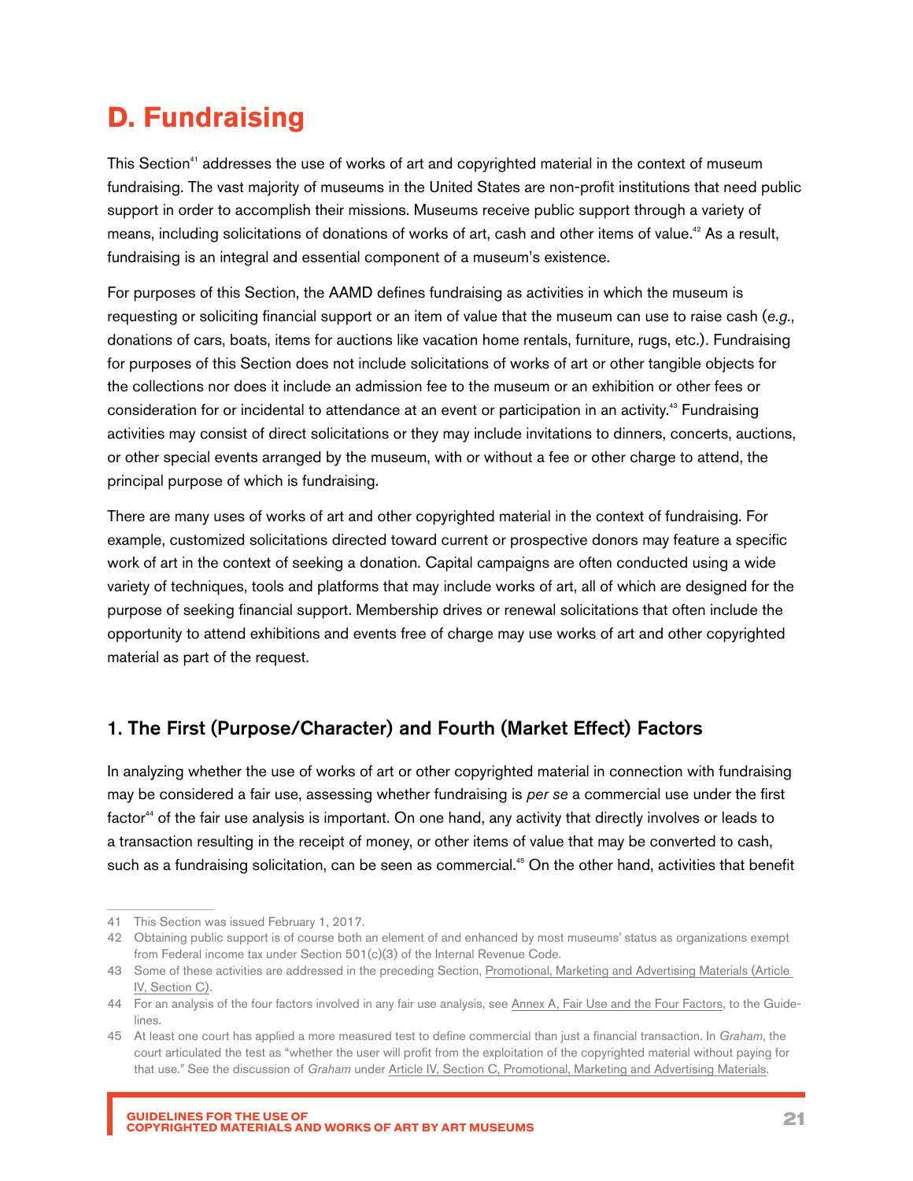# D. Fundraising

This Section[41] addresses the use of works of art and copyrighted material in the context of museum fundraising. The vast majority of museums in the United States are non-profit institutions that need public support in order to accomplish their missions. Museums receive public support through a variety of means, including solicitations of donations of works of art, cash and other items of value.[42] As a result, fundraising is an integral and essential component of a museum's existence.

For purposes of this Section, the AAMD defines fundraising as activities in which the museum is requesting or soliciting financial support or an item of value that the museum can use to raise cash (*e.g.*, donations of cars, boats, items for auctions like vacation home rentals, furniture, rugs, etc.). Fundraising for purposes of this Section does not include solicitations of works of art or other tangible objects for the collections nor does it include an admission fee to the museum or an exhibition or other fees or consideration for or incidental to attendance at an event or participation in an activity.[43] Fundraising activities may consist of direct solicitations or they may include invitations to dinners, concerts, auctions, or other special events arranged by the museum, with or without a fee or other charge to attend, the principal purpose of which is fundraising.

There are many uses of works of art and other copyrighted material in the context of fundraising. For example, customized solicitations directed toward current or prospective donors may feature a specific work of art in the context of seeking a donation. Capital campaigns are often conducted using a wide variety of techniques, tools and platforms that may include works of art, all of which are designed for the purpose of seeking financial support. Membership drives or renewal solicitations that often include the opportunity to attend exhibitions and events free of charge may use works of art and other copyrighted material as part of the request.

## 1. The First (Purpose/Character) and Fourth (Market Effect) Factors

In analyzing whether the use of works of art or other copyrighted material in connection with fundraising may be considered a fair use, assessing whether fundraising is *per se* a commercial use under the first factor[44] of the fair use analysis is important. On one hand, any activity that directly involves or leads to a transaction resulting in the receipt of money, or other items of value that may be converted to cash, such as a fundraising solicitation, can be seen as commercial.[45] On the other hand, activities that benefit

---

41 This Section was issued February 1, 2017.

42 Obtaining public support is of course both an element of and enhanced by most museums' status as organizations exempt from Federal income tax under Section 501(c)(3) of the Internal Revenue Code.

43 Some of these activities are addressed in the preceding Section, Promotional, Marketing and Advertising Materials (Article IV, Section C).

44 For an analysis of the four factors involved in any fair use analysis, see Annex A, Fair Use and the Four Factors, to the Guidelines.

45 At least one court has applied a more measured test to define commercial than just a financial transaction. In *Graham*, the court articulated the test as "whether the user will profit from the exploitation of the copyrighted material without paying for that use." See the discussion of *Graham* under Article IV, Section C, Promotional, Marketing and Advertising Materials.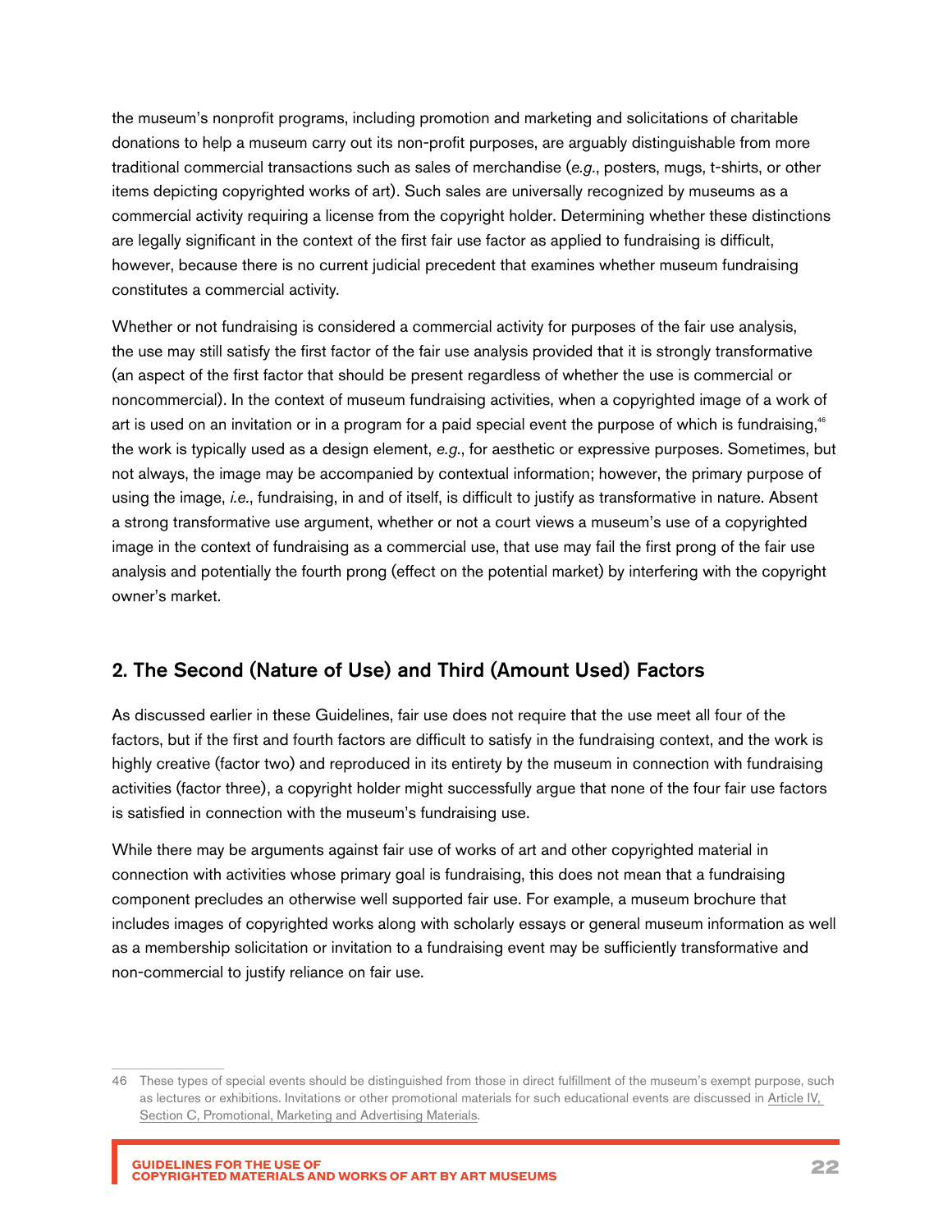the museum's nonprofit programs, including promotion and marketing and solicitations of charitable donations to help a museum carry out its non-profit purposes, are arguably distinguishable from more traditional commercial transactions such as sales of merchandise (*e.g.*, posters, mugs, t-shirts, or other items depicting copyrighted works of art). Such sales are universally recognized by museums as a commercial activity requiring a license from the copyright holder. Determining whether these distinctions are legally significant in the context of the first fair use factor as applied to fundraising is difficult, however, because there is no current judicial precedent that examines whether museum fundraising constitutes a commercial activity.

Whether or not fundraising is considered a commercial activity for purposes of the fair use analysis, the use may still satisfy the first factor of the fair use analysis provided that it is strongly transformative (an aspect of the first factor that should be present regardless of whether the use is commercial or noncommercial). In the context of museum fundraising activities, when a copyrighted image of a work of art is used on an invitation or in a program for a paid special event the purpose of which is fundraising,[46] the work is typically used as a design element, *e.g.*, for aesthetic or expressive purposes. Sometimes, but not always, the image may be accompanied by contextual information; however, the primary purpose of using the image, *i.e.*, fundraising, in and of itself, is difficult to justify as transformative in nature. Absent a strong transformative use argument, whether or not a court views a museum's use of a copyrighted image in the context of fundraising as a commercial use, that use may fail the first prong of the fair use analysis and potentially the fourth prong (effect on the potential market) by interfering with the copyright owner's market.

## 2. The Second (Nature of Use) and Third (Amount Used) Factors

As discussed earlier in these Guidelines, fair use does not require that the use meet all four of the factors, but if the first and fourth factors are difficult to satisfy in the fundraising context, and the work is highly creative (factor two) and reproduced in its entirety by the museum in connection with fundraising activities (factor three), a copyright holder might successfully argue that none of the four fair use factors is satisfied in connection with the museum's fundraising use.

While there may be arguments against fair use of works of art and other copyrighted material in connection with activities whose primary goal is fundraising, this does not mean that a fundraising component precludes an otherwise well supported fair use. For example, a museum brochure that includes images of copyrighted works along with scholarly essays or general museum information as well as a membership solicitation or invitation to a fundraising event may be sufficiently transformative and non-commercial to justify reliance on fair use.

---

46 These types of special events should be distinguished from those in direct fulfillment of the museum's exempt purpose, such as lectures or exhibitions. Invitations or other promotional materials for such educational events are discussed in Article IV, Section C, Promotional, Marketing and Advertising Materials.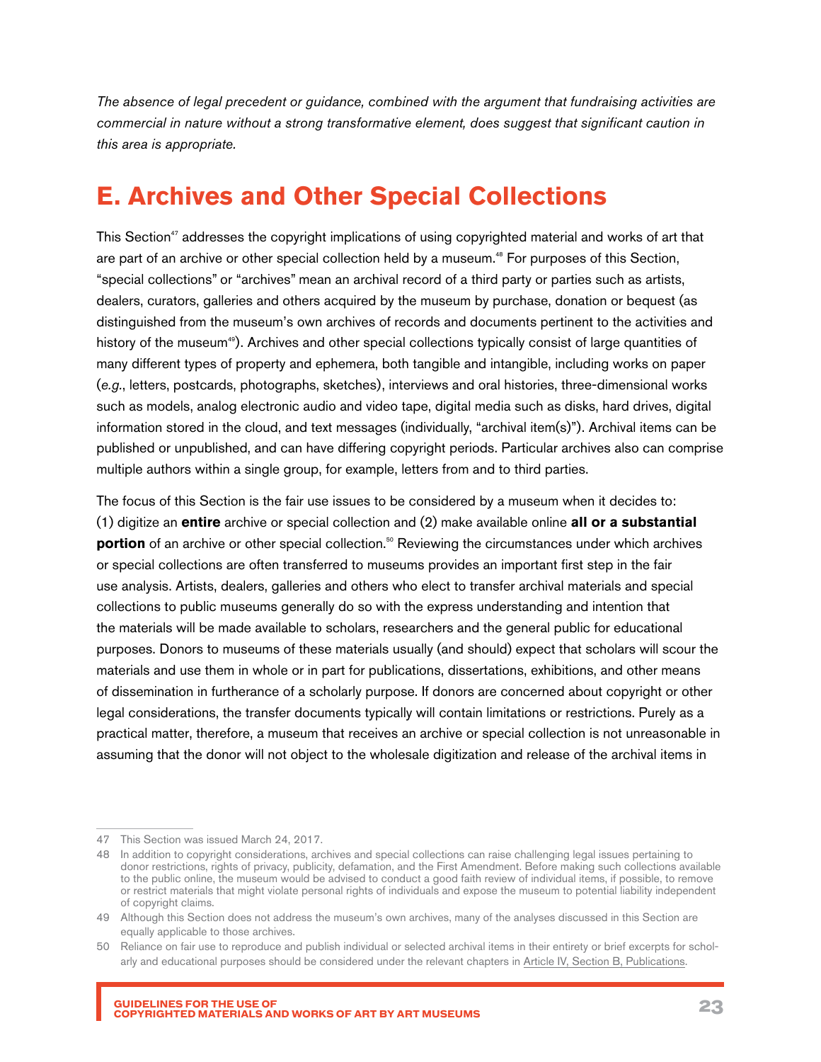*The absence of legal precedent or guidance, combined with the argument that fundraising activities are commercial in nature without a strong transformative element, does suggest that significant caution in this area is appropriate.*

## E. Archives and Other Special Collections

This Section[47] addresses the copyright implications of using copyrighted material and works of art that are part of an archive or other special collection held by a museum.[48] For purposes of this Section, "special collections" or "archives" mean an archival record of a third party or parties such as artists, dealers, curators, galleries and others acquired by the museum by purchase, donation or bequest (as distinguished from the museum's own archives of records and documents pertinent to the activities and history of the museum[49]). Archives and other special collections typically consist of large quantities of many different types of property and ephemera, both tangible and intangible, including works on paper (*e.g.*, letters, postcards, photographs, sketches), interviews and oral histories, three-dimensional works such as models, analog electronic audio and video tape, digital media such as disks, hard drives, digital information stored in the cloud, and text messages (individually, "archival item(s)"). Archival items can be published or unpublished, and can have differing copyright periods. Particular archives also can comprise multiple authors within a single group, for example, letters from and to third parties.

The focus of this Section is the fair use issues to be considered by a museum when it decides to: (1) digitize an **entire** archive or special collection and (2) make available online **all or a substantial portion** of an archive or other special collection.[50] Reviewing the circumstances under which archives or special collections are often transferred to museums provides an important first step in the fair use analysis. Artists, dealers, galleries and others who elect to transfer archival materials and special collections to public museums generally do so with the express understanding and intention that the materials will be made available to scholars, researchers and the general public for educational purposes. Donors to museums of these materials usually (and should) expect that scholars will scour the materials and use them in whole or in part for publications, dissertations, exhibitions, and other means of dissemination in furtherance of a scholarly purpose. If donors are concerned about copyright or other legal considerations, the transfer documents typically will contain limitations or restrictions. Purely as a practical matter, therefore, a museum that receives an archive or special collection is not unreasonable in assuming that the donor will not object to the wholesale digitization and release of the archival items in

---

47 This Section was issued March 24, 2017.

48 In addition to copyright considerations, archives and special collections can raise challenging legal issues pertaining to donor restrictions, rights of privacy, publicity, defamation, and the First Amendment. Before making such collections available to the public online, the museum would be advised to conduct a good faith review of individual items, if possible, to remove or restrict materials that might violate personal rights of individuals and expose the museum to potential liability independent of copyright claims.

49 Although this Section does not address the museum's own archives, many of the analyses discussed in this Section are equally applicable to those archives.

50 Reliance on fair use to reproduce and publish individual or selected archival items in their entirety or brief excerpts for scholarly and educational purposes should be considered under the relevant chapters in Article IV, Section B, Publications.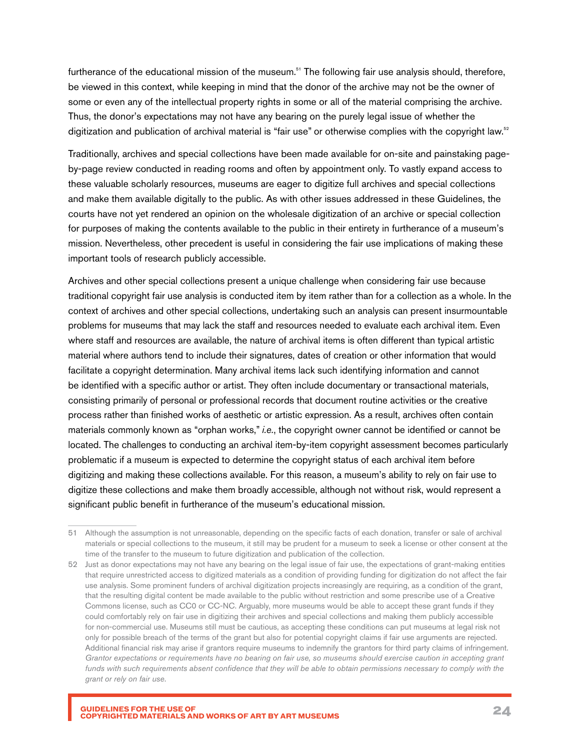furtherance of the educational mission of the museum.[51] The following fair use analysis should, therefore, be viewed in this context, while keeping in mind that the donor of the archive may not be the owner of some or even any of the intellectual property rights in some or all of the material comprising the archive. Thus, the donor's expectations may not have any bearing on the purely legal issue of whether the digitization and publication of archival material is "fair use" or otherwise complies with the copyright law.[52]

Traditionally, archives and special collections have been made available for on-site and painstaking page-by-page review conducted in reading rooms and often by appointment only. To vastly expand access to these valuable scholarly resources, museums are eager to digitize full archives and special collections and make them available digitally to the public. As with other issues addressed in these Guidelines, the courts have not yet rendered an opinion on the wholesale digitization of an archive or special collection for purposes of making the contents available to the public in their entirety in furtherance of a museum's mission. Nevertheless, other precedent is useful in considering the fair use implications of making these important tools of research publicly accessible.

Archives and other special collections present a unique challenge when considering fair use because traditional copyright fair use analysis is conducted item by item rather than for a collection as a whole. In the context of archives and other special collections, undertaking such an analysis can present insurmountable problems for museums that may lack the staff and resources needed to evaluate each archival item. Even where staff and resources are available, the nature of archival items is often different than typical artistic material where authors tend to include their signatures, dates of creation or other information that would facilitate a copyright determination. Many archival items lack such identifying information and cannot be identified with a specific author or artist. They often include documentary or transactional materials, consisting primarily of personal or professional records that document routine activities or the creative process rather than finished works of aesthetic or artistic expression. As a result, archives often contain materials commonly known as "orphan works," *i.e.*, the copyright owner cannot be identified or cannot be located. The challenges to conducting an archival item-by-item copyright assessment becomes particularly problematic if a museum is expected to determine the copyright status of each archival item before digitizing and making these collections available. For this reason, a museum's ability to rely on fair use to digitize these collections and make them broadly accessible, although not without risk, would represent a significant public benefit in furtherance of the museum's educational mission.

---

51 Although the assumption is not unreasonable, depending on the specific facts of each donation, transfer or sale of archival materials or special collections to the museum, it still may be prudent for a museum to seek a license or other consent at the time of the transfer to the museum to future digitization and publication of the collection.

52 Just as donor expectations may not have any bearing on the legal issue of fair use, the expectations of grant-making entities that require unrestricted access to digitized materials as a condition of providing funding for digitization do not affect the fair use analysis. Some prominent funders of archival digitization projects increasingly are requiring, as a condition of the grant, that the resulting digital content be made available to the public without restriction and some prescribe use of a Creative Commons license, such as CC0 or CC-NC. Arguably, more museums would be able to accept these grant funds if they could comfortably rely on fair use in digitizing their archives and special collections and making them publicly accessible for non-commercial use. Museums still must be cautious, as accepting these conditions can put museums at legal risk not only for possible breach of the terms of the grant but also for potential copyright claims if fair use arguments are rejected. Additional financial risk may arise if grantors require museums to indemnify the grantors for third party claims of infringement. *Grantor expectations or requirements have no bearing on fair use, so museums should exercise caution in accepting grant funds with such requirements absent confidence that they will be able to obtain permissions necessary to comply with the grant or rely on fair use.*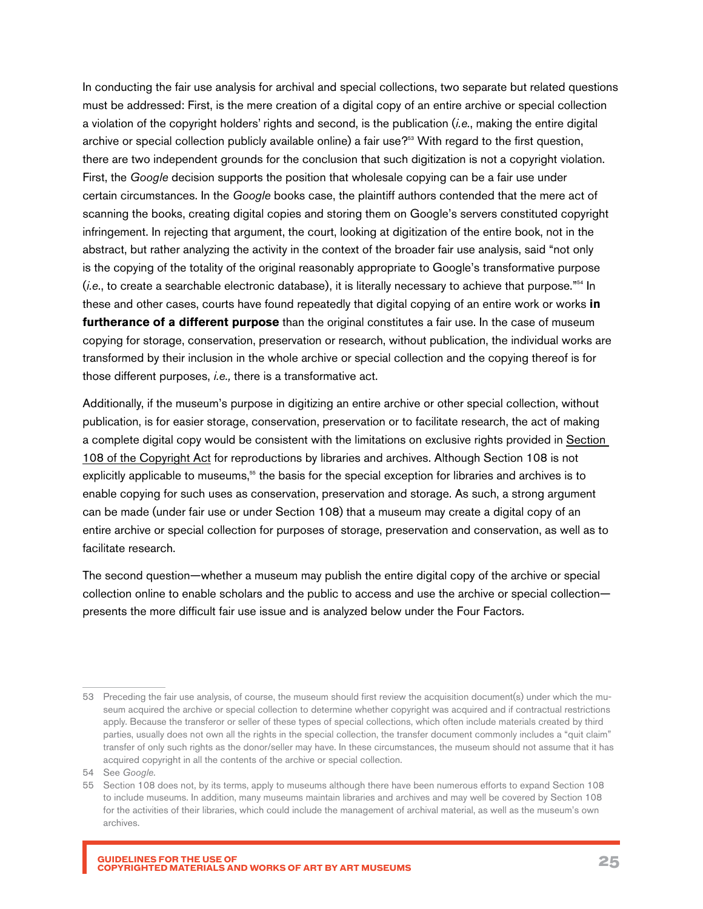In conducting the fair use analysis for archival and special collections, two separate but related questions must be addressed: First, is the mere creation of a digital copy of an entire archive or special collection a violation of the copyright holders' rights and second, is the publication (*i.e.*, making the entire digital archive or special collection publicly available online) a fair use?[53] With regard to the first question, there are two independent grounds for the conclusion that such digitization is not a copyright violation. First, the *Google* decision supports the position that wholesale copying can be a fair use under certain circumstances. In the *Google* books case, the plaintiff authors contended that the mere act of scanning the books, creating digital copies and storing them on Google's servers constituted copyright infringement. In rejecting that argument, the court, looking at digitization of the entire book, not in the abstract, but rather analyzing the activity in the context of the broader fair use analysis, said "not only is the copying of the totality of the original reasonably appropriate to Google's transformative purpose (*i.e.*, to create a searchable electronic database), it is literally necessary to achieve that purpose."[54] In these and other cases, courts have found repeatedly that digital copying of an entire work or works **in furtherance of a different purpose** than the original constitutes a fair use. In the case of museum copying for storage, conservation, preservation or research, without publication, the individual works are transformed by their inclusion in the whole archive or special collection and the copying thereof is for those different purposes, *i.e.,* there is a transformative act.

Additionally, if the museum's purpose in digitizing an entire archive or other special collection, without publication, is for easier storage, conservation, preservation or to facilitate research, the act of making a complete digital copy would be consistent with the limitations on exclusive rights provided in Section 108 of the Copyright Act for reproductions by libraries and archives. Although Section 108 is not explicitly applicable to museums,[55] the basis for the special exception for libraries and archives is to enable copying for such uses as conservation, preservation and storage. As such, a strong argument can be made (under fair use or under Section 108) that a museum may create a digital copy of an entire archive or special collection for purposes of storage, preservation and conservation, as well as to facilitate research.

The second question—whether a museum may publish the entire digital copy of the archive or special collection online to enable scholars and the public to access and use the archive or special collection—presents the more difficult fair use issue and is analyzed below under the Four Factors.

---

53 Preceding the fair use analysis, of course, the museum should first review the acquisition document(s) under which the museum acquired the archive or special collection to determine whether copyright was acquired and if contractual restrictions apply. Because the transferor or seller of these types of special collections, which often include materials created by third parties, usually does not own all the rights in the special collection, the transfer document commonly includes a "quit claim" transfer of only such rights as the donor/seller may have. In these circumstances, the museum should not assume that it has acquired copyright in all the contents of the archive or special collection.

54 See *Google.*

55 Section 108 does not, by its terms, apply to museums although there have been numerous efforts to expand Section 108 to include museums. In addition, many museums maintain libraries and archives and may well be covered by Section 108 for the activities of their libraries, which could include the management of archival material, as well as the museum's own archives.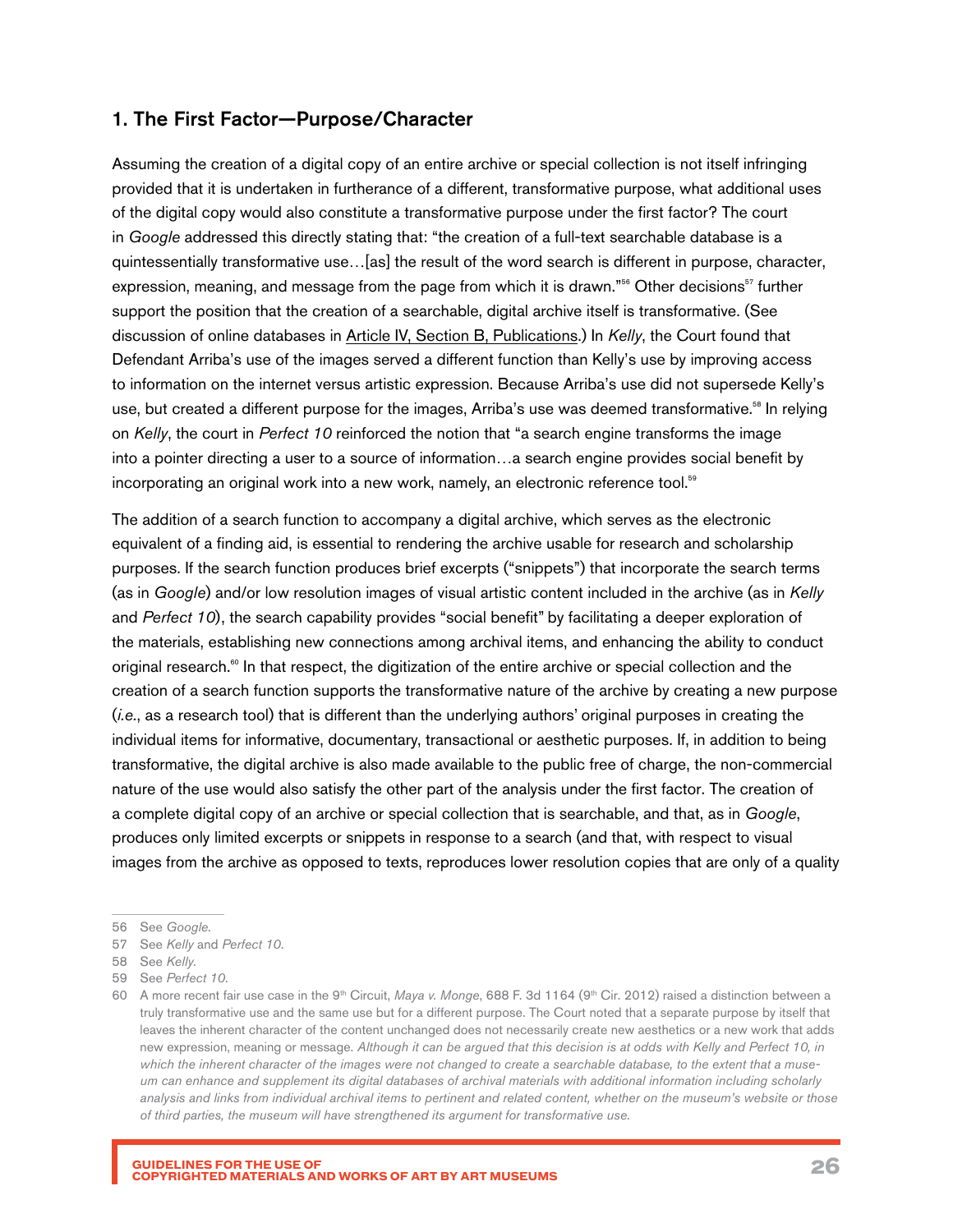## 1. The First Factor—Purpose/Character

Assuming the creation of a digital copy of an entire archive or special collection is not itself infringing provided that it is undertaken in furtherance of a different, transformative purpose, what additional uses of the digital copy would also constitute a transformative purpose under the first factor? The court in *Google* addressed this directly stating that: "the creation of a full-text searchable database is a quintessentially transformative use…[as] the result of the word search is different in purpose, character, expression, meaning, and message from the page from which it is drawn."[56] Other decisions[57] further support the position that the creation of a searchable, digital archive itself is transformative. (See discussion of online databases in Article IV, Section B, Publications.) In *Kelly*, the Court found that Defendant Arriba's use of the images served a different function than Kelly's use by improving access to information on the internet versus artistic expression. Because Arriba's use did not supersede Kelly's use, but created a different purpose for the images, Arriba's use was deemed transformative.[58] In relying on *Kelly*, the court in *Perfect 10* reinforced the notion that "a search engine transforms the image into a pointer directing a user to a source of information…a search engine provides social benefit by incorporating an original work into a new work, namely, an electronic reference tool.[59]

The addition of a search function to accompany a digital archive, which serves as the electronic equivalent of a finding aid, is essential to rendering the archive usable for research and scholarship purposes. If the search function produces brief excerpts ("snippets") that incorporate the search terms (as in *Google*) and/or low resolution images of visual artistic content included in the archive (as in *Kelly* and *Perfect 10*), the search capability provides "social benefit" by facilitating a deeper exploration of the materials, establishing new connections among archival items, and enhancing the ability to conduct original research.[60] In that respect, the digitization of the entire archive or special collection and the creation of a search function supports the transformative nature of the archive by creating a new purpose (*i.e.*, as a research tool) that is different than the underlying authors' original purposes in creating the individual items for informative, documentary, transactional or aesthetic purposes. If, in addition to being transformative, the digital archive is also made available to the public free of charge, the non-commercial nature of the use would also satisfy the other part of the analysis under the first factor. The creation of a complete digital copy of an archive or special collection that is searchable, and that, as in *Google*, produces only limited excerpts or snippets in response to a search (and that, with respect to visual images from the archive as opposed to texts, reproduces lower resolution copies that are only of a quality

---

56 See *Google*.

57 See *Kelly* and *Perfect 10*.

58 See *Kelly*.

59 See *Perfect 10*.

60 A more recent fair use case in the 9th Circuit, *Maya v. Monge*, 688 F. 3d 1164 (9th Cir. 2012) raised a distinction between a truly transformative use and the same use but for a different purpose. The Court noted that a separate purpose by itself that leaves the inherent character of the content unchanged does not necessarily create new aesthetics or a new work that adds new expression, meaning or message. *Although it can be argued that this decision is at odds with Kelly and Perfect 10, in which the inherent character of the images were not changed to create a searchable database, to the extent that a museum can enhance and supplement its digital databases of archival materials with additional information including scholarly analysis and links from individual archival items to pertinent and related content, whether on the museum's website or those of third parties, the museum will have strengthened its argument for transformative use.*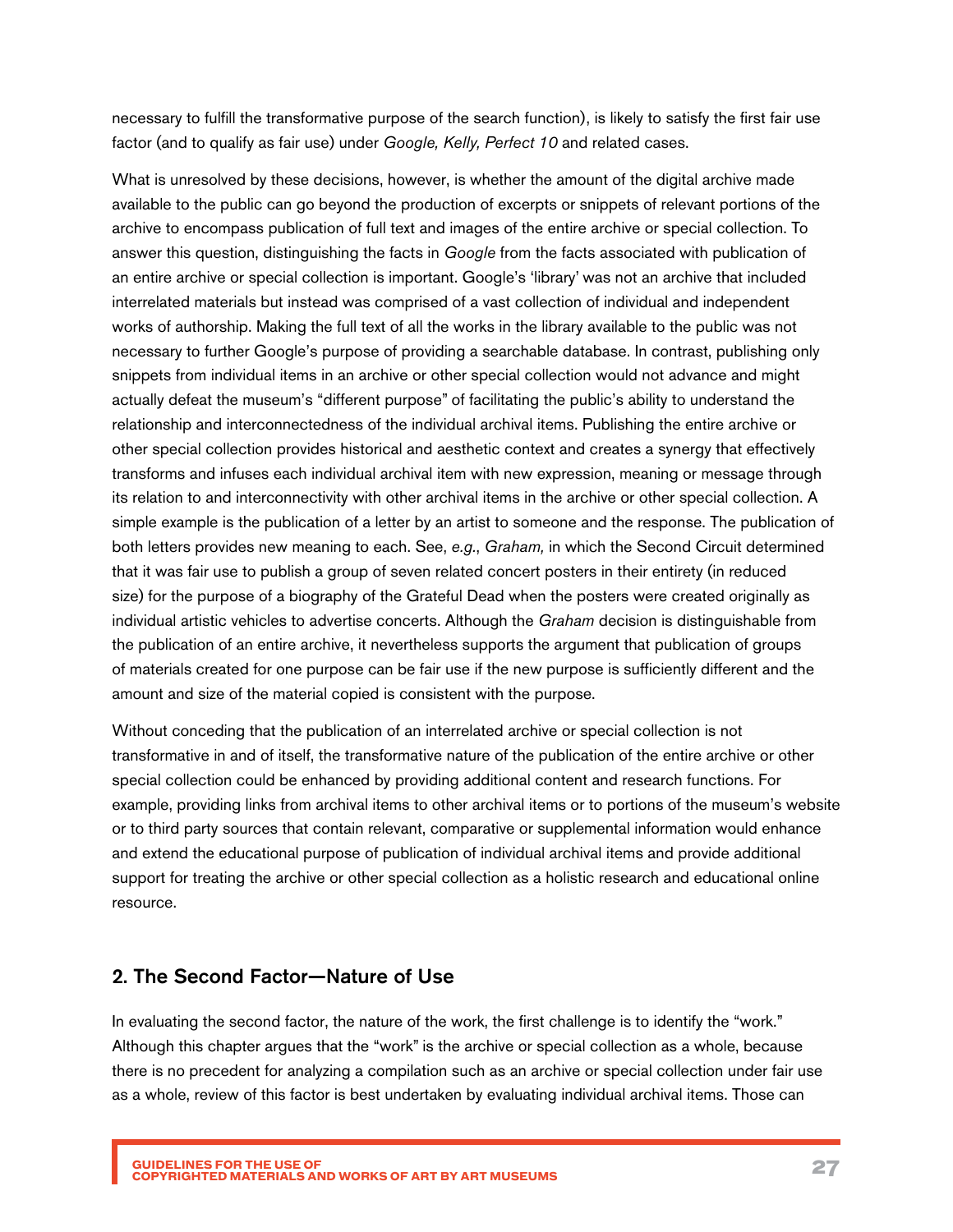necessary to fulfill the transformative purpose of the search function), is likely to satisfy the first fair use factor (and to qualify as fair use) under *Google, Kelly, Perfect 10* and related cases.

What is unresolved by these decisions, however, is whether the amount of the digital archive made available to the public can go beyond the production of excerpts or snippets of relevant portions of the archive to encompass publication of full text and images of the entire archive or special collection. To answer this question, distinguishing the facts in *Google* from the facts associated with publication of an entire archive or special collection is important. Google's 'library' was not an archive that included interrelated materials but instead was comprised of a vast collection of individual and independent works of authorship. Making the full text of all the works in the library available to the public was not necessary to further Google's purpose of providing a searchable database. In contrast, publishing only snippets from individual items in an archive or other special collection would not advance and might actually defeat the museum's "different purpose" of facilitating the public's ability to understand the relationship and interconnectedness of the individual archival items. Publishing the entire archive or other special collection provides historical and aesthetic context and creates a synergy that effectively transforms and infuses each individual archival item with new expression, meaning or message through its relation to and interconnectivity with other archival items in the archive or other special collection. A simple example is the publication of a letter by an artist to someone and the response. The publication of both letters provides new meaning to each. See, *e.g.*, *Graham,* in which the Second Circuit determined that it was fair use to publish a group of seven related concert posters in their entirety (in reduced size) for the purpose of a biography of the Grateful Dead when the posters were created originally as individual artistic vehicles to advertise concerts. Although the *Graham* decision is distinguishable from the publication of an entire archive, it nevertheless supports the argument that publication of groups of materials created for one purpose can be fair use if the new purpose is sufficiently different and the amount and size of the material copied is consistent with the purpose.

Without conceding that the publication of an interrelated archive or special collection is not transformative in and of itself, the transformative nature of the publication of the entire archive or other special collection could be enhanced by providing additional content and research functions. For example, providing links from archival items to other archival items or to portions of the museum's website or to third party sources that contain relevant, comparative or supplemental information would enhance and extend the educational purpose of publication of individual archival items and provide additional support for treating the archive or other special collection as a holistic research and educational online resource.

## 2. The Second Factor—Nature of Use

In evaluating the second factor, the nature of the work, the first challenge is to identify the "work." Although this chapter argues that the "work" is the archive or special collection as a whole, because there is no precedent for analyzing a compilation such as an archive or special collection under fair use as a whole, review of this factor is best undertaken by evaluating individual archival items. Those can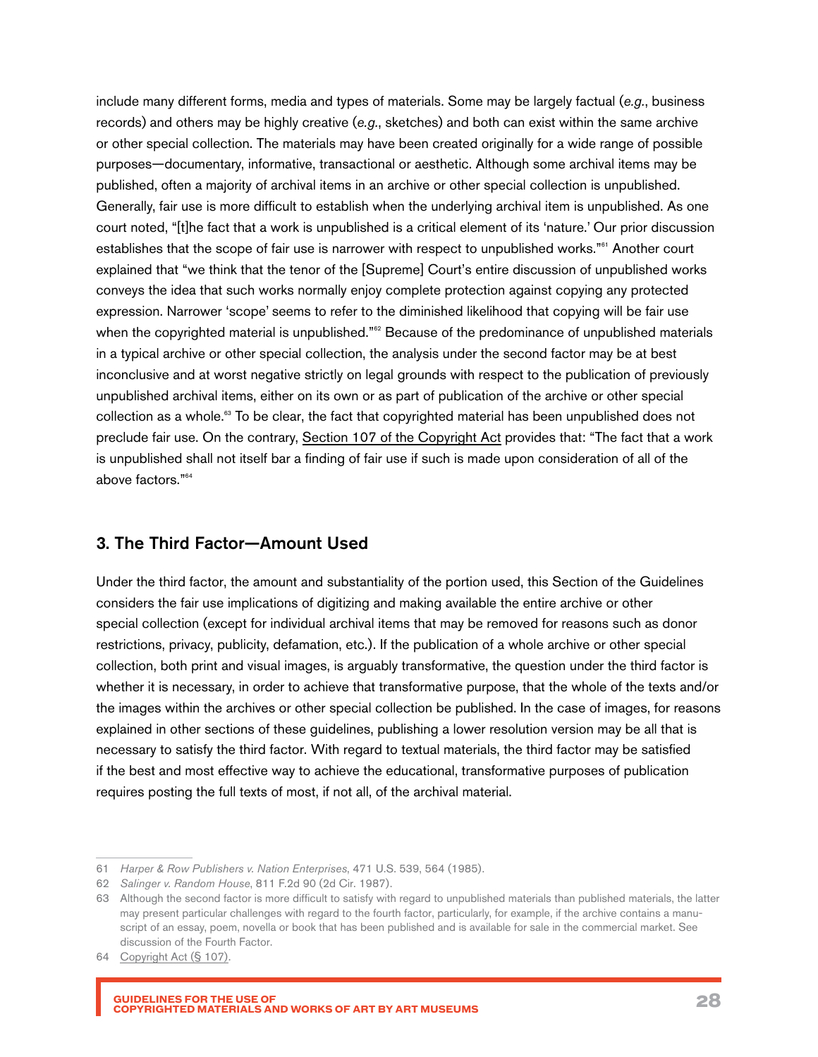include many different forms, media and types of materials. Some may be largely factual (*e.g.*, business records) and others may be highly creative (*e.g.*, sketches) and both can exist within the same archive or other special collection. The materials may have been created originally for a wide range of possible purposes—documentary, informative, transactional or aesthetic. Although some archival items may be published, often a majority of archival items in an archive or other special collection is unpublished. Generally, fair use is more difficult to establish when the underlying archival item is unpublished. As one court noted, "[t]he fact that a work is unpublished is a critical element of its 'nature.' Our prior discussion establishes that the scope of fair use is narrower with respect to unpublished works."[61] Another court explained that "we think that the tenor of the [Supreme] Court's entire discussion of unpublished works conveys the idea that such works normally enjoy complete protection against copying any protected expression. Narrower 'scope' seems to refer to the diminished likelihood that copying will be fair use when the copyrighted material is unpublished."[62] Because of the predominance of unpublished materials in a typical archive or other special collection, the analysis under the second factor may be at best inconclusive and at worst negative strictly on legal grounds with respect to the publication of previously unpublished archival items, either on its own or as part of publication of the archive or other special collection as a whole.[63] To be clear, the fact that copyrighted material has been unpublished does not preclude fair use. On the contrary, Section 107 of the Copyright Act provides that: "The fact that a work is unpublished shall not itself bar a finding of fair use if such is made upon consideration of all of the above factors."[64]

### 3. The Third Factor—Amount Used

Under the third factor, the amount and substantiality of the portion used, this Section of the Guidelines considers the fair use implications of digitizing and making available the entire archive or other special collection (except for individual archival items that may be removed for reasons such as donor restrictions, privacy, publicity, defamation, etc.). If the publication of a whole archive or other special collection, both print and visual images, is arguably transformative, the question under the third factor is whether it is necessary, in order to achieve that transformative purpose, that the whole of the texts and/or the images within the archives or other special collection be published. In the case of images, for reasons explained in other sections of these guidelines, publishing a lower resolution version may be all that is necessary to satisfy the third factor. With regard to textual materials, the third factor may be satisfied if the best and most effective way to achieve the educational, transformative purposes of publication requires posting the full texts of most, if not all, of the archival material.

---

61 *Harper & Row Publishers v. Nation Enterprises*, 471 U.S. 539, 564 (1985).

62 *Salinger v. Random House*, 811 F.2d 90 (2d Cir. 1987).

63 Although the second factor is more difficult to satisfy with regard to unpublished materials than published materials, the latter may present particular challenges with regard to the fourth factor, particularly, for example, if the archive contains a manuscript of an essay, poem, novella or book that has been published and is available for sale in the commercial market. See discussion of the Fourth Factor.

64 Copyright Act (§ 107).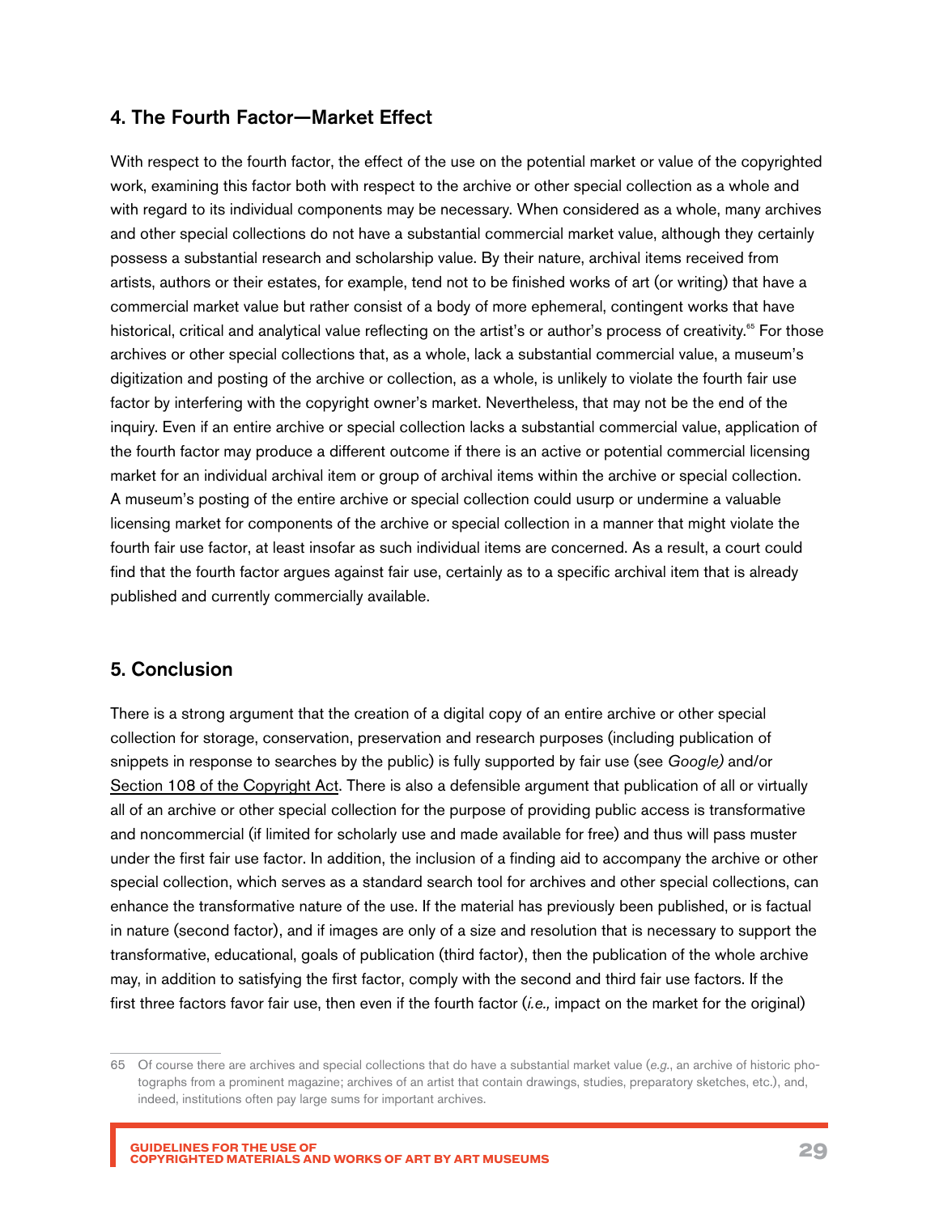## 4. The Fourth Factor—Market Effect

With respect to the fourth factor, the effect of the use on the potential market or value of the copyrighted work, examining this factor both with respect to the archive or other special collection as a whole and with regard to its individual components may be necessary. When considered as a whole, many archives and other special collections do not have a substantial commercial market value, although they certainly possess a substantial research and scholarship value. By their nature, archival items received from artists, authors or their estates, for example, tend not to be finished works of art (or writing) that have a commercial market value but rather consist of a body of more ephemeral, contingent works that have historical, critical and analytical value reflecting on the artist's or author's process of creativity.[65] For those archives or other special collections that, as a whole, lack a substantial commercial value, a museum's digitization and posting of the archive or collection, as a whole, is unlikely to violate the fourth fair use factor by interfering with the copyright owner's market. Nevertheless, that may not be the end of the inquiry. Even if an entire archive or special collection lacks a substantial commercial value, application of the fourth factor may produce a different outcome if there is an active or potential commercial licensing market for an individual archival item or group of archival items within the archive or special collection. A museum's posting of the entire archive or special collection could usurp or undermine a valuable licensing market for components of the archive or special collection in a manner that might violate the fourth fair use factor, at least insofar as such individual items are concerned. As a result, a court could find that the fourth factor argues against fair use, certainly as to a specific archival item that is already published and currently commercially available.

## 5. Conclusion

There is a strong argument that the creation of a digital copy of an entire archive or other special collection for storage, conservation, preservation and research purposes (including publication of snippets in response to searches by the public) is fully supported by fair use (see *Google)* and/or Section 108 of the Copyright Act. There is also a defensible argument that publication of all or virtually all of an archive or other special collection for the purpose of providing public access is transformative and noncommercial (if limited for scholarly use and made available for free) and thus will pass muster under the first fair use factor. In addition, the inclusion of a finding aid to accompany the archive or other special collection, which serves as a standard search tool for archives and other special collections, can enhance the transformative nature of the use. If the material has previously been published, or is factual in nature (second factor), and if images are only of a size and resolution that is necessary to support the transformative, educational, goals of publication (third factor), then the publication of the whole archive may, in addition to satisfying the first factor, comply with the second and third fair use factors. If the first three factors favor fair use, then even if the fourth factor (*i.e.,* impact on the market for the original)

---

65 Of course there are archives and special collections that do have a substantial market value (*e.g.*, an archive of historic photographs from a prominent magazine; archives of an artist that contain drawings, studies, preparatory sketches, etc.), and, indeed, institutions often pay large sums for important archives.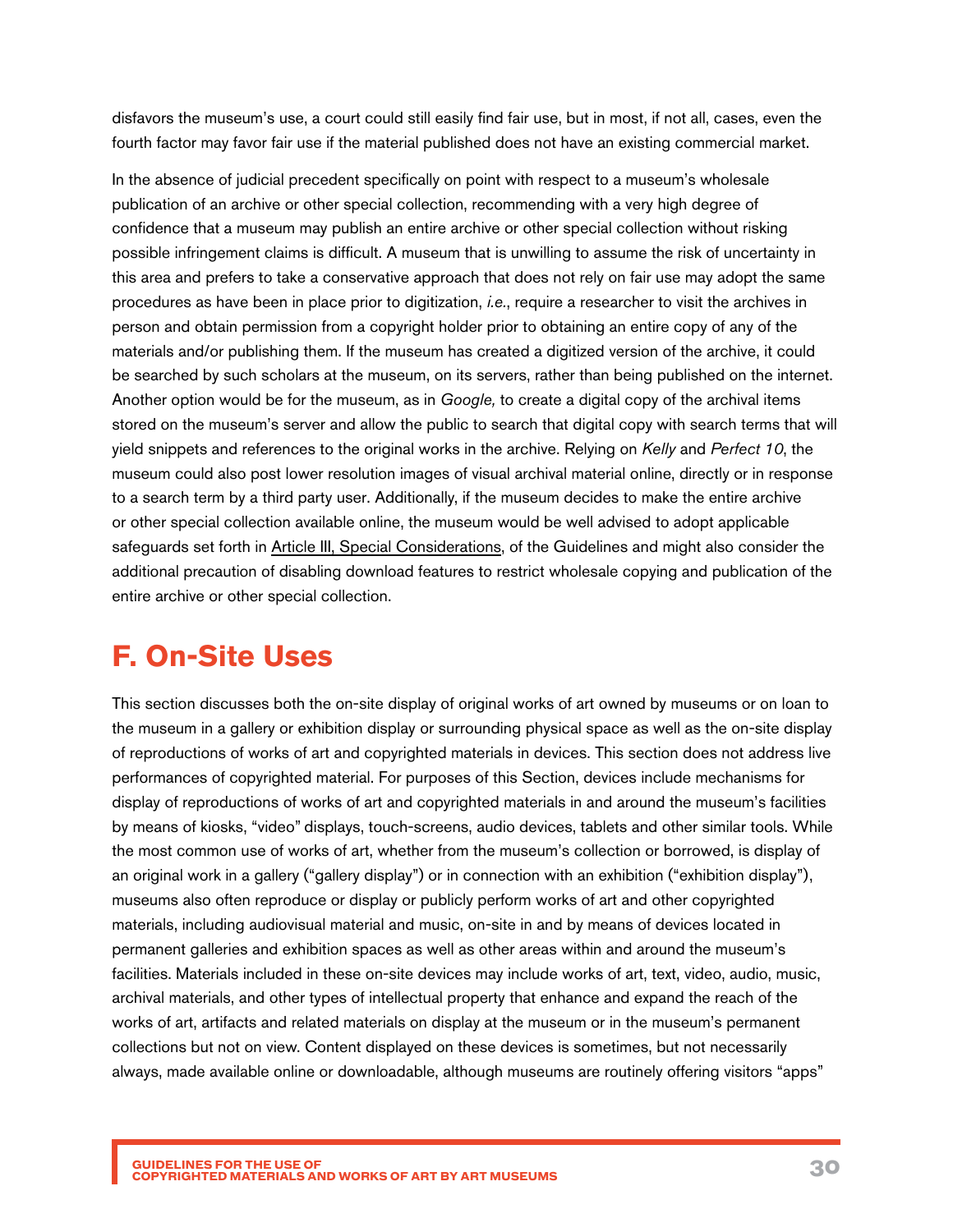disfavors the museum's use, a court could still easily find fair use, but in most, if not all, cases, even the fourth factor may favor fair use if the material published does not have an existing commercial market.

In the absence of judicial precedent specifically on point with respect to a museum's wholesale publication of an archive or other special collection, recommending with a very high degree of confidence that a museum may publish an entire archive or other special collection without risking possible infringement claims is difficult. A museum that is unwilling to assume the risk of uncertainty in this area and prefers to take a conservative approach that does not rely on fair use may adopt the same procedures as have been in place prior to digitization, *i.e.*, require a researcher to visit the archives in person and obtain permission from a copyright holder prior to obtaining an entire copy of any of the materials and/or publishing them. If the museum has created a digitized version of the archive, it could be searched by such scholars at the museum, on its servers, rather than being published on the internet. Another option would be for the museum, as in *Google,* to create a digital copy of the archival items stored on the museum's server and allow the public to search that digital copy with search terms that will yield snippets and references to the original works in the archive. Relying on *Kelly* and *Perfect 10*, the museum could also post lower resolution images of visual archival material online, directly or in response to a search term by a third party user. Additionally, if the museum decides to make the entire archive or other special collection available online, the museum would be well advised to adopt applicable safeguards set forth in Article III, Special Considerations, of the Guidelines and might also consider the additional precaution of disabling download features to restrict wholesale copying and publication of the entire archive or other special collection.

## F. On-Site Uses

This section discusses both the on-site display of original works of art owned by museums or on loan to the museum in a gallery or exhibition display or surrounding physical space as well as the on-site display of reproductions of works of art and copyrighted materials in devices. This section does not address live performances of copyrighted material. For purposes of this Section, devices include mechanisms for display of reproductions of works of art and copyrighted materials in and around the museum's facilities by means of kiosks, "video" displays, touch-screens, audio devices, tablets and other similar tools. While the most common use of works of art, whether from the museum's collection or borrowed, is display of an original work in a gallery ("gallery display") or in connection with an exhibition ("exhibition display"), museums also often reproduce or display or publicly perform works of art and other copyrighted materials, including audiovisual material and music, on-site in and by means of devices located in permanent galleries and exhibition spaces as well as other areas within and around the museum's facilities. Materials included in these on-site devices may include works of art, text, video, audio, music, archival materials, and other types of intellectual property that enhance and expand the reach of the works of art, artifacts and related materials on display at the museum or in the museum's permanent collections but not on view. Content displayed on these devices is sometimes, but not necessarily always, made available online or downloadable, although museums are routinely offering visitors "apps"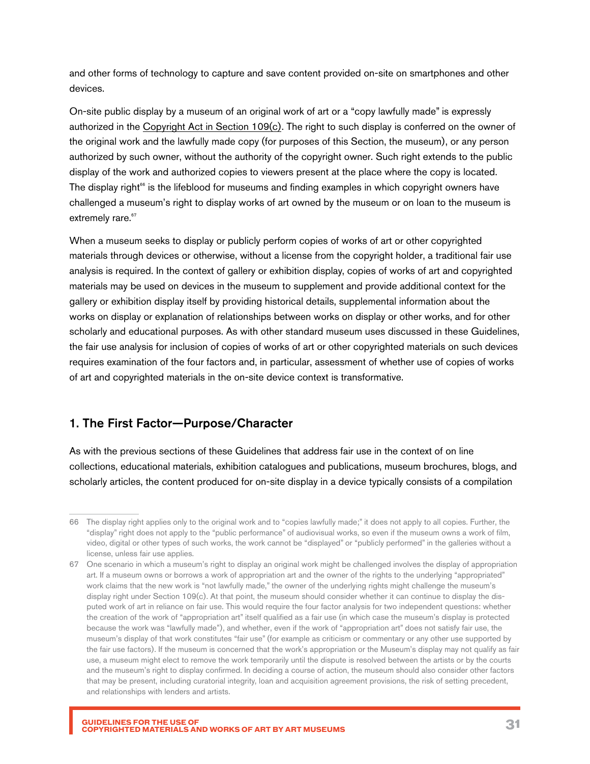and other forms of technology to capture and save content provided on-site on smartphones and other devices.

On-site public display by a museum of an original work of art or a "copy lawfully made" is expressly authorized in the Copyright Act in Section 109(c). The right to such display is conferred on the owner of the original work and the lawfully made copy (for purposes of this Section, the museum), or any person authorized by such owner, without the authority of the copyright owner. Such right extends to the public display of the work and authorized copies to viewers present at the place where the copy is located. The display right[66] is the lifeblood for museums and finding examples in which copyright owners have challenged a museum's right to display works of art owned by the museum or on loan to the museum is extremely rare.[67]

When a museum seeks to display or publicly perform copies of works of art or other copyrighted materials through devices or otherwise, without a license from the copyright holder, a traditional fair use analysis is required. In the context of gallery or exhibition display, copies of works of art and copyrighted materials may be used on devices in the museum to supplement and provide additional context for the gallery or exhibition display itself by providing historical details, supplemental information about the works on display or explanation of relationships between works on display or other works, and for other scholarly and educational purposes. As with other standard museum uses discussed in these Guidelines, the fair use analysis for inclusion of copies of works of art or other copyrighted materials on such devices requires examination of the four factors and, in particular, assessment of whether use of copies of works of art and copyrighted materials in the on-site device context is transformative.

## 1. The First Factor—Purpose/Character

As with the previous sections of these Guidelines that address fair use in the context of on line collections, educational materials, exhibition catalogues and publications, museum brochures, blogs, and scholarly articles, the content produced for on-site display in a device typically consists of a compilation

---

66 The display right applies only to the original work and to "copies lawfully made;" it does not apply to all copies. Further, the "display" right does not apply to the "public performance" of audiovisual works, so even if the museum owns a work of film, video, digital or other types of such works, the work cannot be "displayed" or "publicly performed" in the galleries without a license, unless fair use applies.

67 One scenario in which a museum's right to display an original work might be challenged involves the display of appropriation art. If a museum owns or borrows a work of appropriation art and the owner of the rights to the underlying "appropriated" work claims that the new work is "not lawfully made," the owner of the underlying rights might challenge the museum's display right under Section 109(c). At that point, the museum should consider whether it can continue to display the disputed work of art in reliance on fair use. This would require the four factor analysis for two independent questions: whether the creation of the work of "appropriation art" itself qualified as a fair use (in which case the museum's display is protected because the work was "lawfully made"), and whether, even if the work of "appropriation art" does not satisfy fair use, the museum's display of that work constitutes "fair use" (for example as criticism or commentary or any other use supported by the fair use factors). If the museum is concerned that the work's appropriation or the Museum's display may not qualify as fair use, a museum might elect to remove the work temporarily until the dispute is resolved between the artists or by the courts and the museum's right to display confirmed. In deciding a course of action, the museum should also consider other factors that may be present, including curatorial integrity, loan and acquisition agreement provisions, the risk of setting precedent, and relationships with lenders and artists.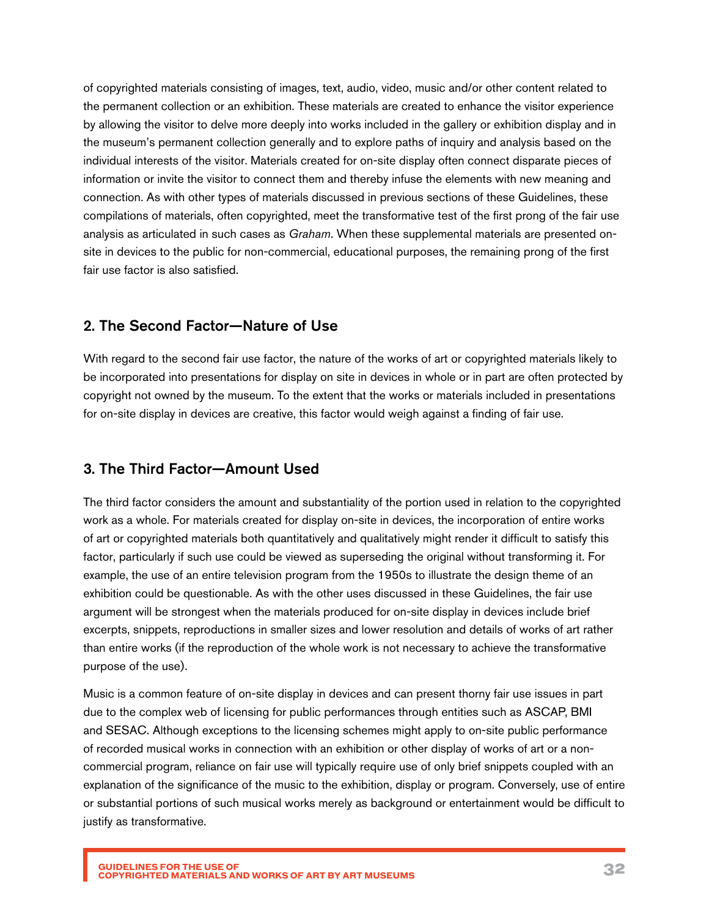of copyrighted materials consisting of images, text, audio, video, music and/or other content related to the permanent collection or an exhibition. These materials are created to enhance the visitor experience by allowing the visitor to delve more deeply into works included in the gallery or exhibition display and in the museum's permanent collection generally and to explore paths of inquiry and analysis based on the individual interests of the visitor. Materials created for on-site display often connect disparate pieces of information or invite the visitor to connect them and thereby infuse the elements with new meaning and connection. As with other types of materials discussed in previous sections of these Guidelines, these compilations of materials, often copyrighted, meet the transformative test of the first prong of the fair use analysis as articulated in such cases as *Graham*. When these supplemental materials are presented on-site in devices to the public for non-commercial, educational purposes, the remaining prong of the first fair use factor is also satisfied.

## 2. The Second Factor—Nature of Use

With regard to the second fair use factor, the nature of the works of art or copyrighted materials likely to be incorporated into presentations for display on site in devices in whole or in part are often protected by copyright not owned by the museum. To the extent that the works or materials included in presentations for on-site display in devices are creative, this factor would weigh against a finding of fair use.

## 3. The Third Factor—Amount Used

The third factor considers the amount and substantiality of the portion used in relation to the copyrighted work as a whole. For materials created for display on-site in devices, the incorporation of entire works of art or copyrighted materials both quantitatively and qualitatively might render it difficult to satisfy this factor, particularly if such use could be viewed as superseding the original without transforming it. For example, the use of an entire television program from the 1950s to illustrate the design theme of an exhibition could be questionable. As with the other uses discussed in these Guidelines, the fair use argument will be strongest when the materials produced for on-site display in devices include brief excerpts, snippets, reproductions in smaller sizes and lower resolution and details of works of art rather than entire works (if the reproduction of the whole work is not necessary to achieve the transformative purpose of the use).

Music is a common feature of on-site display in devices and can present thorny fair use issues in part due to the complex web of licensing for public performances through entities such as ASCAP, BMI and SESAC. Although exceptions to the licensing schemes might apply to on-site public performance of recorded musical works in connection with an exhibition or other display of works of art or a non-commercial program, reliance on fair use will typically require use of only brief snippets coupled with an explanation of the significance of the music to the exhibition, display or program. Conversely, use of entire or substantial portions of such musical works merely as background or entertainment would be difficult to justify as transformative.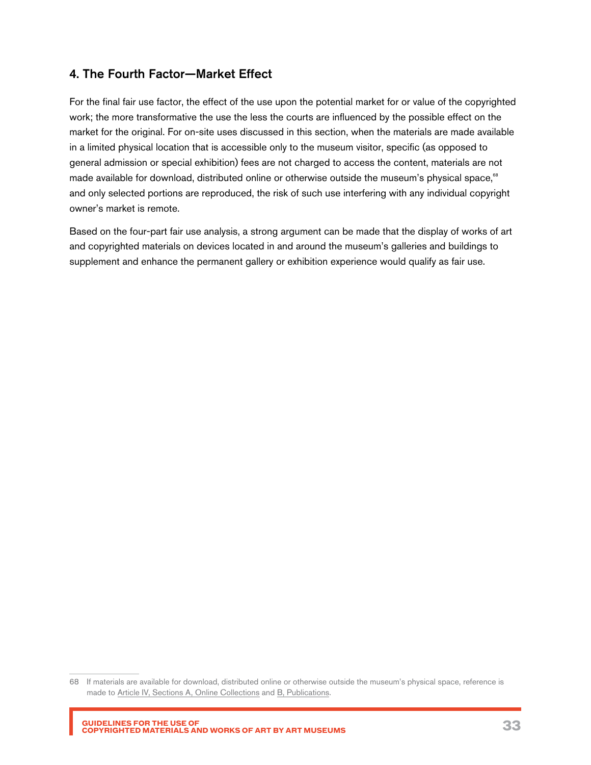### 4. The Fourth Factor—Market Effect

For the final fair use factor, the effect of the use upon the potential market for or value of the copyrighted work; the more transformative the use the less the courts are influenced by the possible effect on the market for the original. For on-site uses discussed in this section, when the materials are made available in a limited physical location that is accessible only to the museum visitor, specific (as opposed to general admission or special exhibition) fees are not charged to access the content, materials are not made available for download, distributed online or otherwise outside the museum's physical space,[68] and only selected portions are reproduced, the risk of such use interfering with any individual copyright owner's market is remote.

Based on the four-part fair use analysis, a strong argument can be made that the display of works of art and copyrighted materials on devices located in and around the museum's galleries and buildings to supplement and enhance the permanent gallery or exhibition experience would qualify as fair use.

---

68 If materials are available for download, distributed online or otherwise outside the museum's physical space, reference is made to Article IV, Sections A, Online Collections and B, Publications.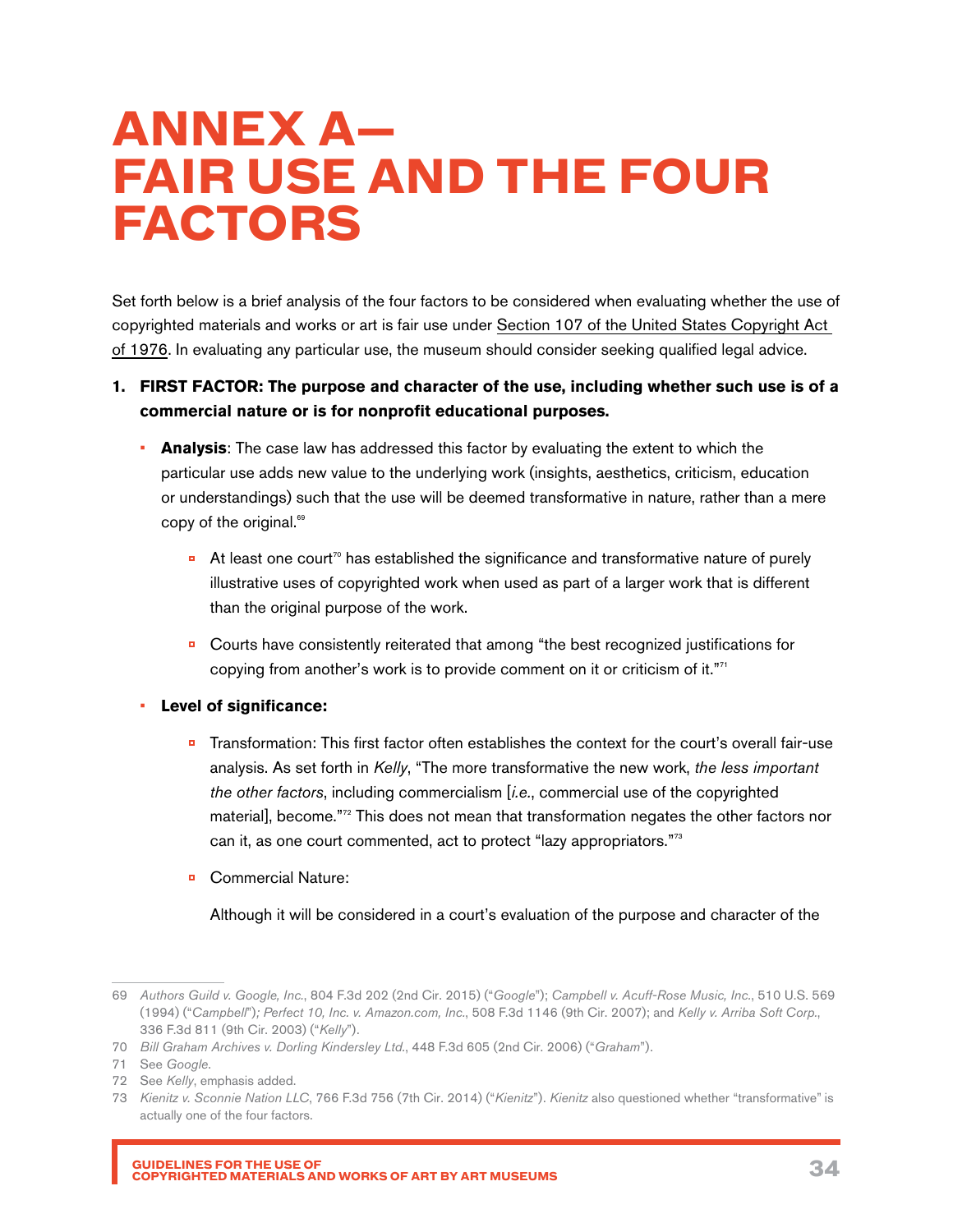# ANNEX A— FAIR USE AND THE FOUR FACTORS

Set forth below is a brief analysis of the four factors to be considered when evaluating whether the use of copyrighted materials and works or art is fair use under Section 107 of the United States Copyright Act of 1976. In evaluating any particular use, the museum should consider seeking qualified legal advice.

1. **FIRST FACTOR: The purpose and character of the use, including whether such use is of a commercial nature or is for nonprofit educational purposes.**

   - **Analysis**: The case law has addressed this factor by evaluating the extent to which the particular use adds new value to the underlying work (insights, aesthetics, criticism, education or understandings) such that the use will be deemed transformative in nature, rather than a mere copy of the original.[69]
     - At least one court[70] has established the significance and transformative nature of purely illustrative uses of copyrighted work when used as part of a larger work that is different than the original purpose of the work.
     - Courts have consistently reiterated that among "the best recognized justifications for copying from another's work is to provide comment on it or criticism of it."[71]
   - **Level of significance:**
     - Transformation: This first factor often establishes the context for the court's overall fair-use analysis. As set forth in *Kelly*, "The more transformative the new work, *the less important the other factors*, including commercialism [*i.e.*, commercial use of the copyrighted material], become."[72] This does not mean that transformation negates the other factors nor can it, as one court commented, act to protect "lazy appropriators."[73]
     - Commercial Nature:

       Although it will be considered in a court's evaluation of the purpose and character of the

---

69 *Authors Guild v. Google, Inc.*, 804 F.3d 202 (2nd Cir. 2015) ("*Google*"); *Campbell v. Acuff-Rose Music, Inc.*, 510 U.S. 569 (1994) ("*Campbell*"); *Perfect 10, Inc. v. Amazon.com, Inc.*, 508 F.3d 1146 (9th Cir. 2007); and *Kelly v. Arriba Soft Corp.*, 336 F.3d 811 (9th Cir. 2003) ("*Kelly*").

70 *Bill Graham Archives v. Dorling Kindersley Ltd.*, 448 F.3d 605 (2nd Cir. 2006) ("*Graham*").

71 See *Google*.

72 See *Kelly*, emphasis added.

73 *Kienitz v. Sconnie Nation LLC*, 766 F.3d 756 (7th Cir. 2014) ("*Kienitz*"). *Kienitz* also questioned whether "transformative" is actually one of the four factors.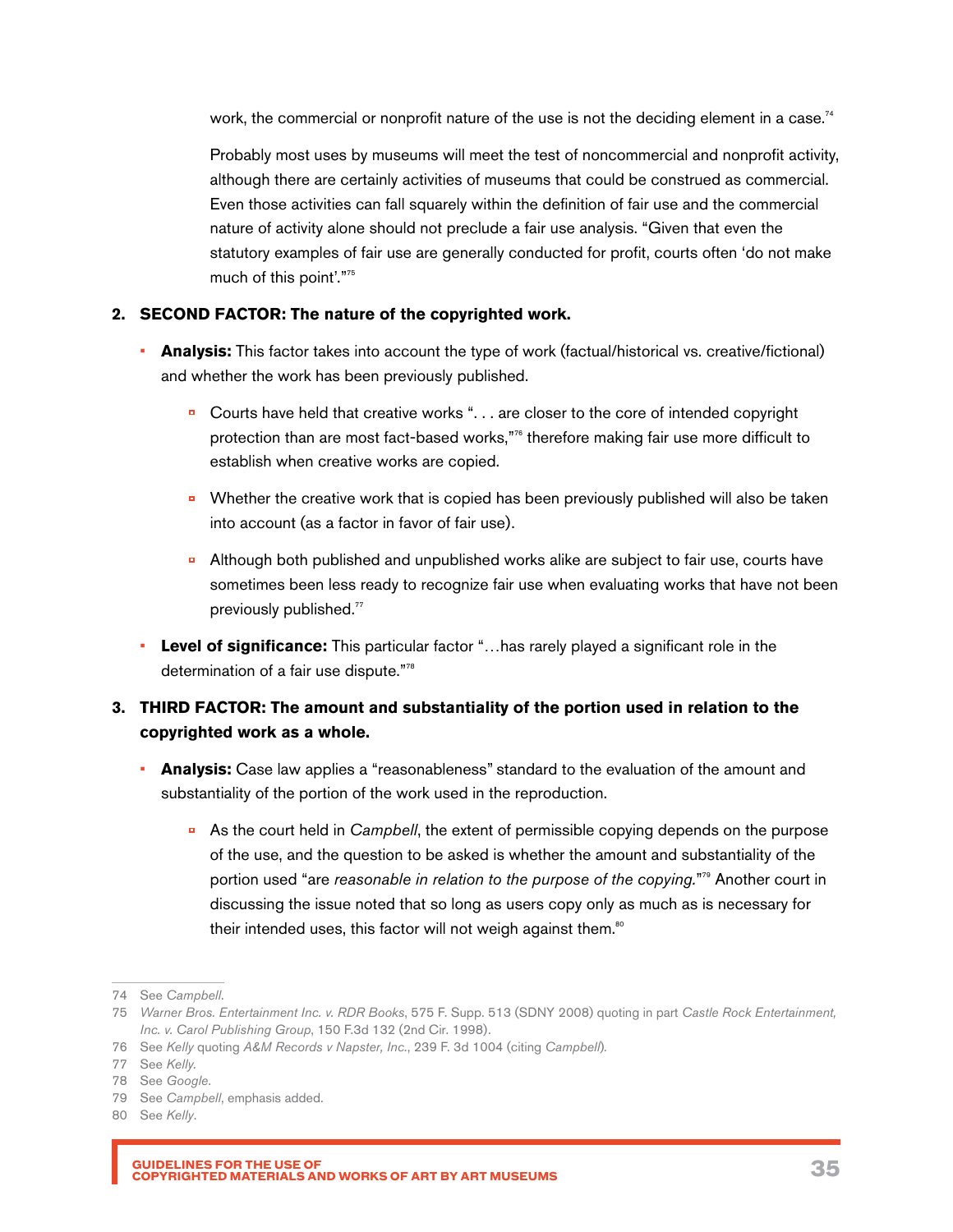work, the commercial or nonprofit nature of the use is not the deciding element in a case.[74]

Probably most uses by museums will meet the test of noncommercial and nonprofit activity, although there are certainly activities of museums that could be construed as commercial. Even those activities can fall squarely within the definition of fair use and the commercial nature of activity alone should not preclude a fair use analysis. "Given that even the statutory examples of fair use are generally conducted for profit, courts often 'do not make much of this point'."[75]

2. **SECOND FACTOR: The nature of the copyrighted work.**
   - **Analysis:** This factor takes into account the type of work (factual/historical vs. creative/fictional) and whether the work has been previously published.
     - Courts have held that creative works ". . . are closer to the core of intended copyright protection than are most fact-based works,"[76] therefore making fair use more difficult to establish when creative works are copied.
     - Whether the creative work that is copied has been previously published will also be taken into account (as a factor in favor of fair use).
     - Although both published and unpublished works alike are subject to fair use, courts have sometimes been less ready to recognize fair use when evaluating works that have not been previously published.[77]
   - **Level of significance:** This particular factor "…has rarely played a significant role in the determination of a fair use dispute."[78]

3. **THIRD FACTOR: The amount and substantiality of the portion used in relation to the copyrighted work as a whole.**
   - **Analysis:** Case law applies a "reasonableness" standard to the evaluation of the amount and substantiality of the portion of the work used in the reproduction.
     - As the court held in *Campbell*, the extent of permissible copying depends on the purpose of the use, and the question to be asked is whether the amount and substantiality of the portion used "are *reasonable in relation to the purpose of the copying.*"[79] Another court in discussing the issue noted that so long as users copy only as much as is necessary for their intended uses, this factor will not weigh against them.[80]

---

74 See *Campbell*.

75 *Warner Bros. Entertainment Inc. v. RDR Books*, 575 F. Supp. 513 (SDNY 2008) quoting in part *Castle Rock Entertainment, Inc. v. Carol Publishing Group*, 150 F.3d 132 (2nd Cir. 1998).

76 See *Kelly* quoting *A&M Records v Napster, Inc.*, 239 F. 3d 1004 (citing *Campbell*).

77 See *Kelly*.

78 See *Google*.

79 See *Campbell*, emphasis added.

80 See *Kelly*.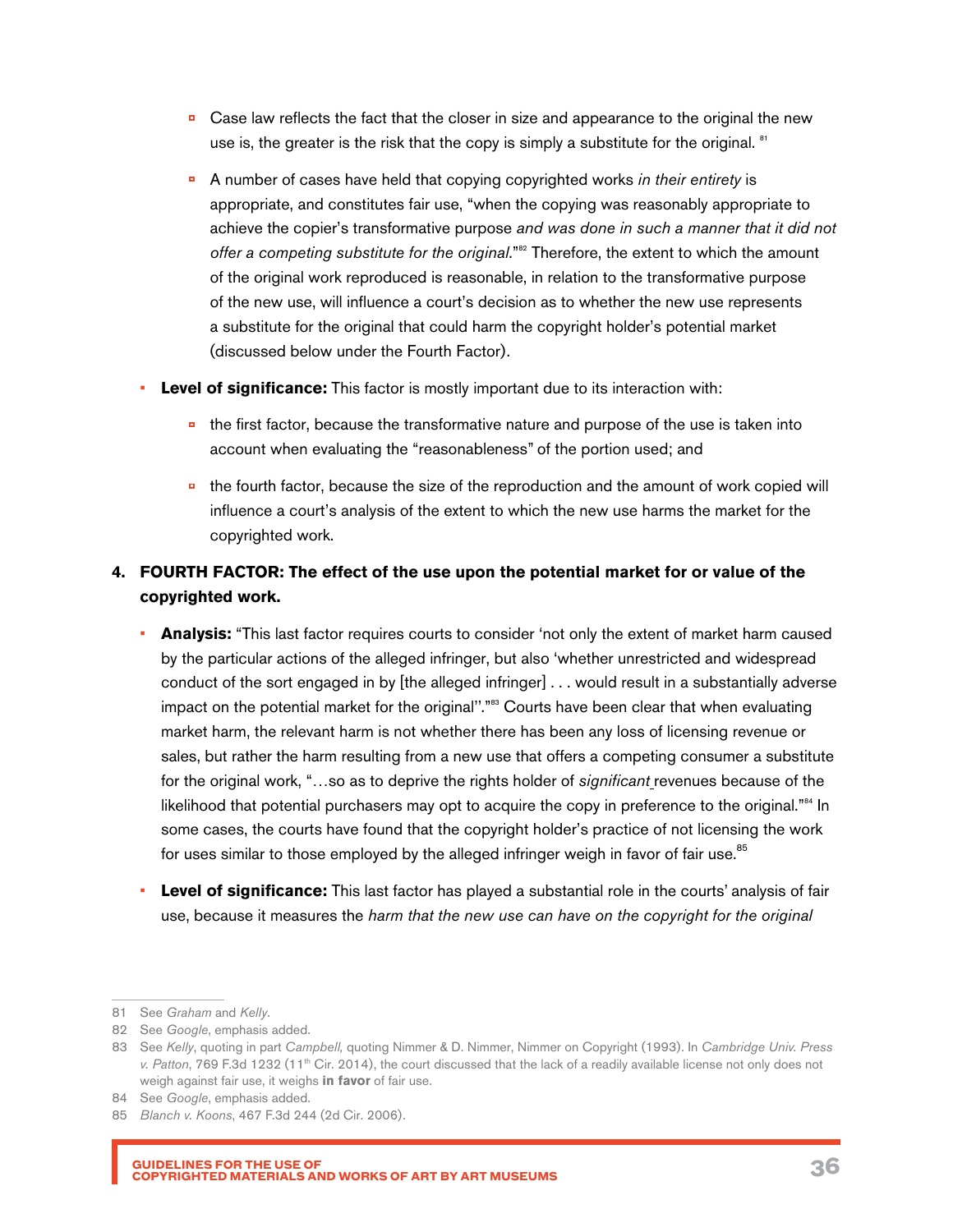- Case law reflects the fact that the closer in size and appearance to the original the new use is, the greater is the risk that the copy is simply a substitute for the original. [81]
   - A number of cases have held that copying copyrighted works *in their entirety* is appropriate, and constitutes fair use, "when the copying was reasonably appropriate to achieve the copier's transformative purpose *and was done in such a manner that it did not offer a competing substitute for the original*."[82] Therefore, the extent to which the amount of the original work reproduced is reasonable, in relation to the transformative purpose of the new use, will influence a court's decision as to whether the new use represents a substitute for the original that could harm the copyright holder's potential market (discussed below under the Fourth Factor).

- **Level of significance:** This factor is mostly important due to its interaction with:
   - the first factor, because the transformative nature and purpose of the use is taken into account when evaluating the "reasonableness" of the portion used; and
   - the fourth factor, because the size of the reproduction and the amount of work copied will influence a court's analysis of the extent to which the new use harms the market for the copyrighted work.

**4. FOURTH FACTOR: The effect of the use upon the potential market for or value of the copyrighted work.**

- **Analysis:** "This last factor requires courts to consider 'not only the extent of market harm caused by the particular actions of the alleged infringer, but also 'whether unrestricted and widespread conduct of the sort engaged in by [the alleged infringer] . . . would result in a substantially adverse impact on the potential market for the original''."[83] Courts have been clear that when evaluating market harm, the relevant harm is not whether there has been any loss of licensing revenue or sales, but rather the harm resulting from a new use that offers a competing consumer a substitute for the original work, "…so as to deprive the rights holder of *significant* revenues because of the likelihood that potential purchasers may opt to acquire the copy in preference to the original."[84] In some cases, the courts have found that the copyright holder's practice of not licensing the work for uses similar to those employed by the alleged infringer weigh in favor of fair use.[85]

- **Level of significance:** This last factor has played a substantial role in the courts' analysis of fair use, because it measures the *harm that the new use can have on the copyright for the original*

---

81 See *Graham* and *Kelly*.

82 See *Google*, emphasis added.

83 See *Kelly*, quoting in part *Campbell,* quoting Nimmer & D. Nimmer, Nimmer on Copyright (1993). In *Cambridge Univ. Press v. Patton*, 769 F.3d 1232 (11th Cir. 2014), the court discussed that the lack of a readily available license not only does not weigh against fair use, it weighs **in favor** of fair use.

84 See *Google*, emphasis added.

85 *Blanch v. Koons*, 467 F.3d 244 (2d Cir. 2006).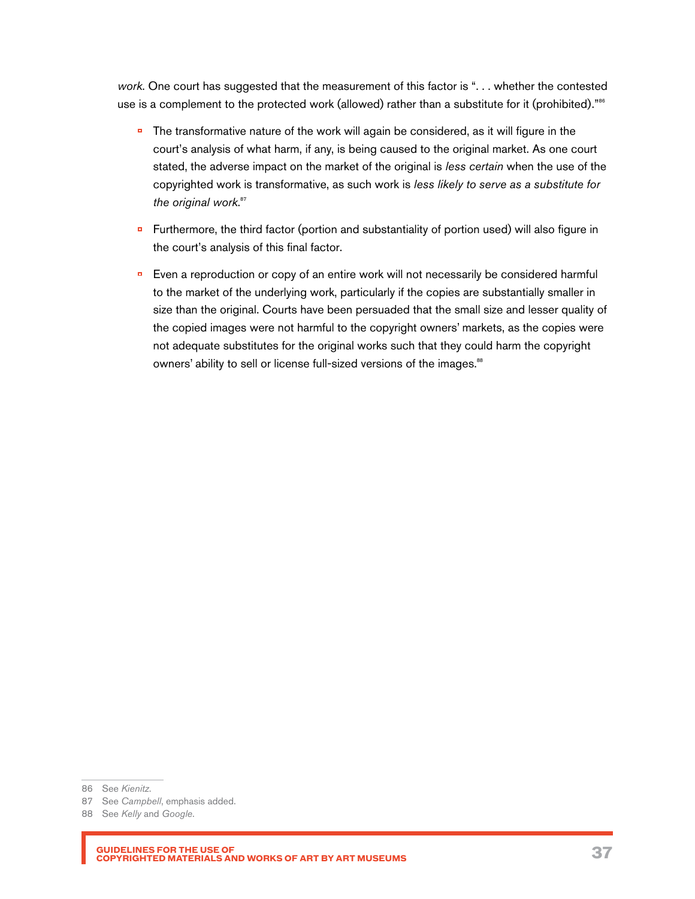*work*. One court has suggested that the measurement of this factor is ". . . whether the contested use is a complement to the protected work (allowed) rather than a substitute for it (prohibited)."[86]

- The transformative nature of the work will again be considered, as it will figure in the court's analysis of what harm, if any, is being caused to the original market. As one court stated, the adverse impact on the market of the original is *less certain* when the use of the copyrighted work is transformative, as such work is *less likely to serve as a substitute for the original work*.[87]
- Furthermore, the third factor (portion and substantiality of portion used) will also figure in the court's analysis of this final factor.
- Even a reproduction or copy of an entire work will not necessarily be considered harmful to the market of the underlying work, particularly if the copies are substantially smaller in size than the original. Courts have been persuaded that the small size and lesser quality of the copied images were not harmful to the copyright owners' markets, as the copies were not adequate substitutes for the original works such that they could harm the copyright owners' ability to sell or license full-sized versions of the images.[88]

---

86 See *Kienitz*.

87 See *Campbell*, emphasis added.

88 See *Kelly* and *Google*.